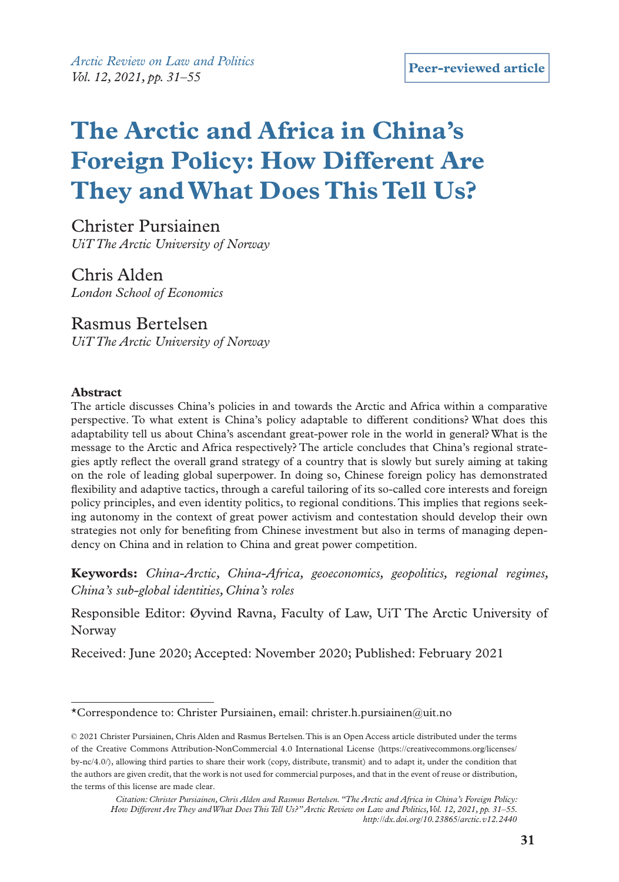Peer-reviewed article

# The Arctic and Africa in China's Foreign Policy: How Different Are They and What Does This Tell Us?

Christer Pursiainen
*UiT The Arctic University of Norway*

Chris Alden
*London School of Economics*

Rasmus Bertelsen
*UiT The Arctic University of Norway*

**Abstract**

The article discusses China's policies in and towards the Arctic and Africa within a comparative perspective. To what extent is China's policy adaptable to different conditions? What does this adaptability tell us about China's ascendant great-power role in the world in general? What is the message to the Arctic and Africa respectively? The article concludes that China's regional strategies aptly reflect the overall grand strategy of a country that is slowly but surely aiming at taking on the role of leading global superpower. In doing so, Chinese foreign policy has demonstrated flexibility and adaptive tactics, through a careful tailoring of its so-called core interests and foreign policy principles, and even identity politics, to regional conditions. This implies that regions seeking autonomy in the context of great power activism and contestation should develop their own strategies not only for benefiting from Chinese investment but also in terms of managing dependency on China and in relation to China and great power competition.

**Keywords:** *China-Arctic, China-Africa, geoeconomics, geopolitics, regional regimes, China's sub-global identities, China's roles*

Responsible Editor: Øyvind Ravna, Faculty of Law, UiT The Arctic University of Norway

Received: June 2020; Accepted: November 2020; Published: February 2021

---

*Correspondence to: Christer Pursiainen, email: christer.h.pursiainen@uit.no

© 2021 Christer Pursiainen, Chris Alden and Rasmus Bertelsen. This is an Open Access article distributed under the terms of the Creative Commons Attribution-NonCommercial 4.0 International License (https://creativecommons.org/licenses/by-nc/4.0/), allowing third parties to share their work (copy, distribute, transmit) and to adapt it, under the condition that the authors are given credit, that the work is not used for commercial purposes, and that in the event of reuse or distribution, the terms of this license are made clear.

*Citation: Christer Pursiainen, Chris Alden and Rasmus Bertelsen. "The Arctic and Africa in China's Foreign Policy: How Different Are They and What Does This Tell Us?" Arctic Review on Law and Politics, Vol. 12, 2021, pp. 31–55. http://dx.doi.org/10.23865/arctic.v12.2440*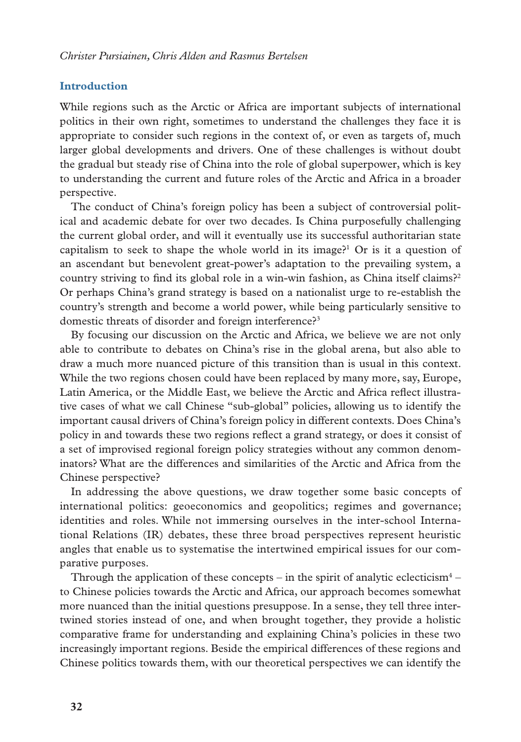## Introduction

While regions such as the Arctic or Africa are important subjects of international politics in their own right, sometimes to understand the challenges they face it is appropriate to consider such regions in the context of, or even as targets of, much larger global developments and drivers. One of these challenges is without doubt the gradual but steady rise of China into the role of global superpower, which is key to understanding the current and future roles of the Arctic and Africa in a broader perspective.

The conduct of China's foreign policy has been a subject of controversial political and academic debate for over two decades. Is China purposefully challenging the current global order, and will it eventually use its successful authoritarian state capitalism to seek to shape the whole world in its image?[1] Or is it a question of an ascendant but benevolent great-power's adaptation to the prevailing system, a country striving to find its global role in a win-win fashion, as China itself claims?[2] Or perhaps China's grand strategy is based on a nationalist urge to re-establish the country's strength and become a world power, while being particularly sensitive to domestic threats of disorder and foreign interference?[3]

By focusing our discussion on the Arctic and Africa, we believe we are not only able to contribute to debates on China's rise in the global arena, but also able to draw a much more nuanced picture of this transition than is usual in this context. While the two regions chosen could have been replaced by many more, say, Europe, Latin America, or the Middle East, we believe the Arctic and Africa reflect illustrative cases of what we call Chinese "sub-global" policies, allowing us to identify the important causal drivers of China's foreign policy in different contexts. Does China's policy in and towards these two regions reflect a grand strategy, or does it consist of a set of improvised regional foreign policy strategies without any common denominators? What are the differences and similarities of the Arctic and Africa from the Chinese perspective?

In addressing the above questions, we draw together some basic concepts of international politics: geoeconomics and geopolitics; regimes and governance; identities and roles. While not immersing ourselves in the inter-school International Relations (IR) debates, these three broad perspectives represent heuristic angles that enable us to systematise the intertwined empirical issues for our comparative purposes.

Through the application of these concepts – in the spirit of analytic eclecticism[4] – to Chinese policies towards the Arctic and Africa, our approach becomes somewhat more nuanced than the initial questions presuppose. In a sense, they tell three intertwined stories instead of one, and when brought together, they provide a holistic comparative frame for understanding and explaining China's policies in these two increasingly important regions. Beside the empirical differences of these regions and Chinese politics towards them, with our theoretical perspectives we can identify the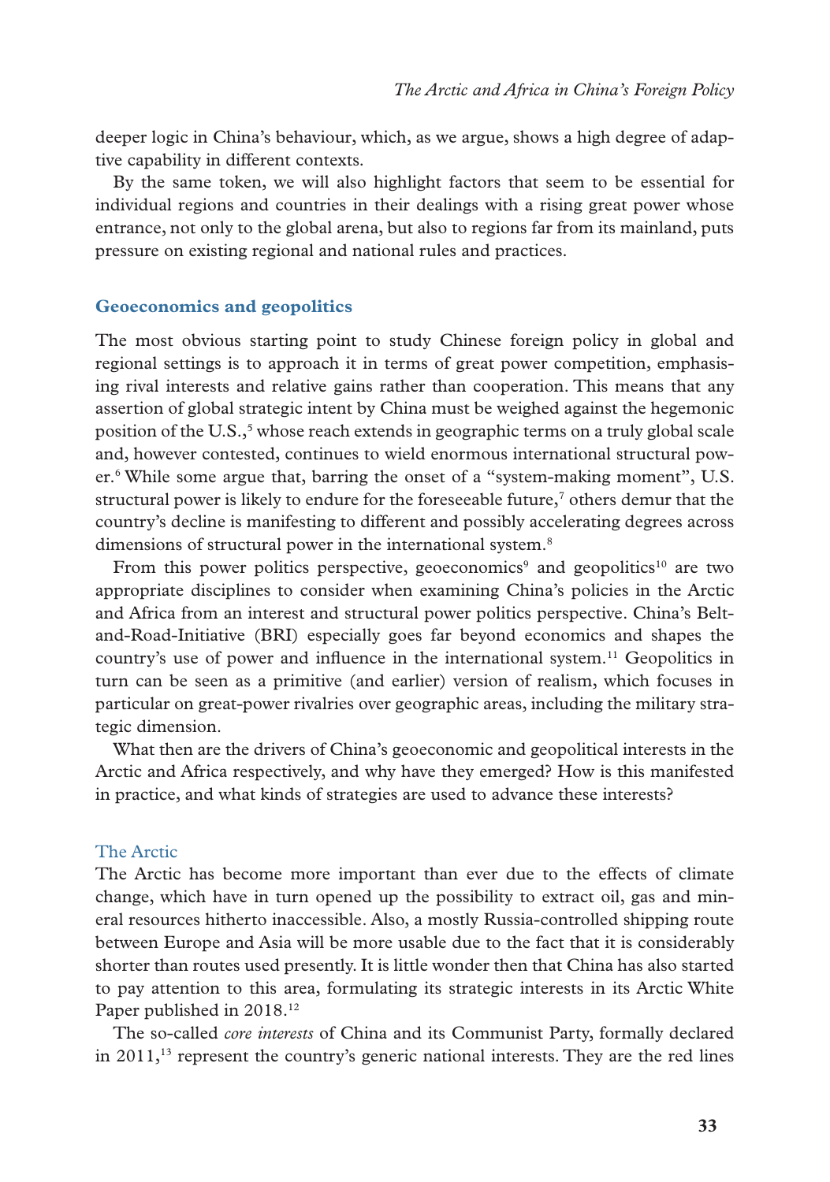deeper logic in China's behaviour, which, as we argue, shows a high degree of adaptive capability in different contexts.

By the same token, we will also highlight factors that seem to be essential for individual regions and countries in their dealings with a rising great power whose entrance, not only to the global arena, but also to regions far from its mainland, puts pressure on existing regional and national rules and practices.

## Geoeconomics and geopolitics

The most obvious starting point to study Chinese foreign policy in global and regional settings is to approach it in terms of great power competition, emphasising rival interests and relative gains rather than cooperation. This means that any assertion of global strategic intent by China must be weighed against the hegemonic position of the U.S.,[5] whose reach extends in geographic terms on a truly global scale and, however contested, continues to wield enormous international structural power.[6] While some argue that, barring the onset of a "system-making moment", U.S. structural power is likely to endure for the foreseeable future,[7] others demur that the country's decline is manifesting to different and possibly accelerating degrees across dimensions of structural power in the international system.[8]

From this power politics perspective, geoeconomics[9] and geopolitics[10] are two appropriate disciplines to consider when examining China's policies in the Arctic and Africa from an interest and structural power politics perspective. China's Belt-and-Road-Initiative (BRI) especially goes far beyond economics and shapes the country's use of power and influence in the international system.[11] Geopolitics in turn can be seen as a primitive (and earlier) version of realism, which focuses in particular on great-power rivalries over geographic areas, including the military strategic dimension.

What then are the drivers of China's geoeconomic and geopolitical interests in the Arctic and Africa respectively, and why have they emerged? How is this manifested in practice, and what kinds of strategies are used to advance these interests?

### The Arctic

The Arctic has become more important than ever due to the effects of climate change, which have in turn opened up the possibility to extract oil, gas and mineral resources hitherto inaccessible. Also, a mostly Russia-controlled shipping route between Europe and Asia will be more usable due to the fact that it is considerably shorter than routes used presently. It is little wonder then that China has also started to pay attention to this area, formulating its strategic interests in its Arctic White Paper published in 2018.[12]

The so-called *core interests* of China and its Communist Party, formally declared in 2011,[13] represent the country's generic national interests. They are the red lines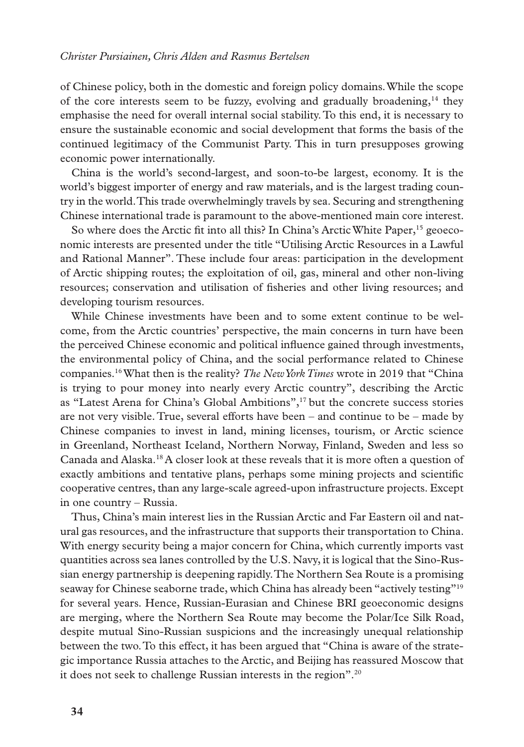of Chinese policy, both in the domestic and foreign policy domains. While the scope of the core interests seem to be fuzzy, evolving and gradually broadening,[14] they emphasise the need for overall internal social stability. To this end, it is necessary to ensure the sustainable economic and social development that forms the basis of the continued legitimacy of the Communist Party. This in turn presupposes growing economic power internationally.

China is the world's second-largest, and soon-to-be largest, economy. It is the world's biggest importer of energy and raw materials, and is the largest trading country in the world. This trade overwhelmingly travels by sea. Securing and strengthening Chinese international trade is paramount to the above-mentioned main core interest.

So where does the Arctic fit into all this? In China's Arctic White Paper,[15] geoeconomic interests are presented under the title "Utilising Arctic Resources in a Lawful and Rational Manner". These include four areas: participation in the development of Arctic shipping routes; the exploitation of oil, gas, mineral and other non-living resources; conservation and utilisation of fisheries and other living resources; and developing tourism resources.

While Chinese investments have been and to some extent continue to be welcome, from the Arctic countries' perspective, the main concerns in turn have been the perceived Chinese economic and political influence gained through investments, the environmental policy of China, and the social performance related to Chinese companies.[16] What then is the reality? *The New York Times* wrote in 2019 that "China is trying to pour money into nearly every Arctic country", describing the Arctic as "Latest Arena for China's Global Ambitions",[17] but the concrete success stories are not very visible. True, several efforts have been – and continue to be – made by Chinese companies to invest in land, mining licenses, tourism, or Arctic science in Greenland, Northeast Iceland, Northern Norway, Finland, Sweden and less so Canada and Alaska.[18] A closer look at these reveals that it is more often a question of exactly ambitions and tentative plans, perhaps some mining projects and scientific cooperative centres, than any large-scale agreed-upon infrastructure projects. Except in one country – Russia.

Thus, China's main interest lies in the Russian Arctic and Far Eastern oil and natural gas resources, and the infrastructure that supports their transportation to China. With energy security being a major concern for China, which currently imports vast quantities across sea lanes controlled by the U.S. Navy, it is logical that the Sino-Russian energy partnership is deepening rapidly. The Northern Sea Route is a promising seaway for Chinese seaborne trade, which China has already been "actively testing"[19] for several years. Hence, Russian-Eurasian and Chinese BRI geoeconomic designs are merging, where the Northern Sea Route may become the Polar/Ice Silk Road, despite mutual Sino-Russian suspicions and the increasingly unequal relationship between the two. To this effect, it has been argued that "China is aware of the strategic importance Russia attaches to the Arctic, and Beijing has reassured Moscow that it does not seek to challenge Russian interests in the region".[20]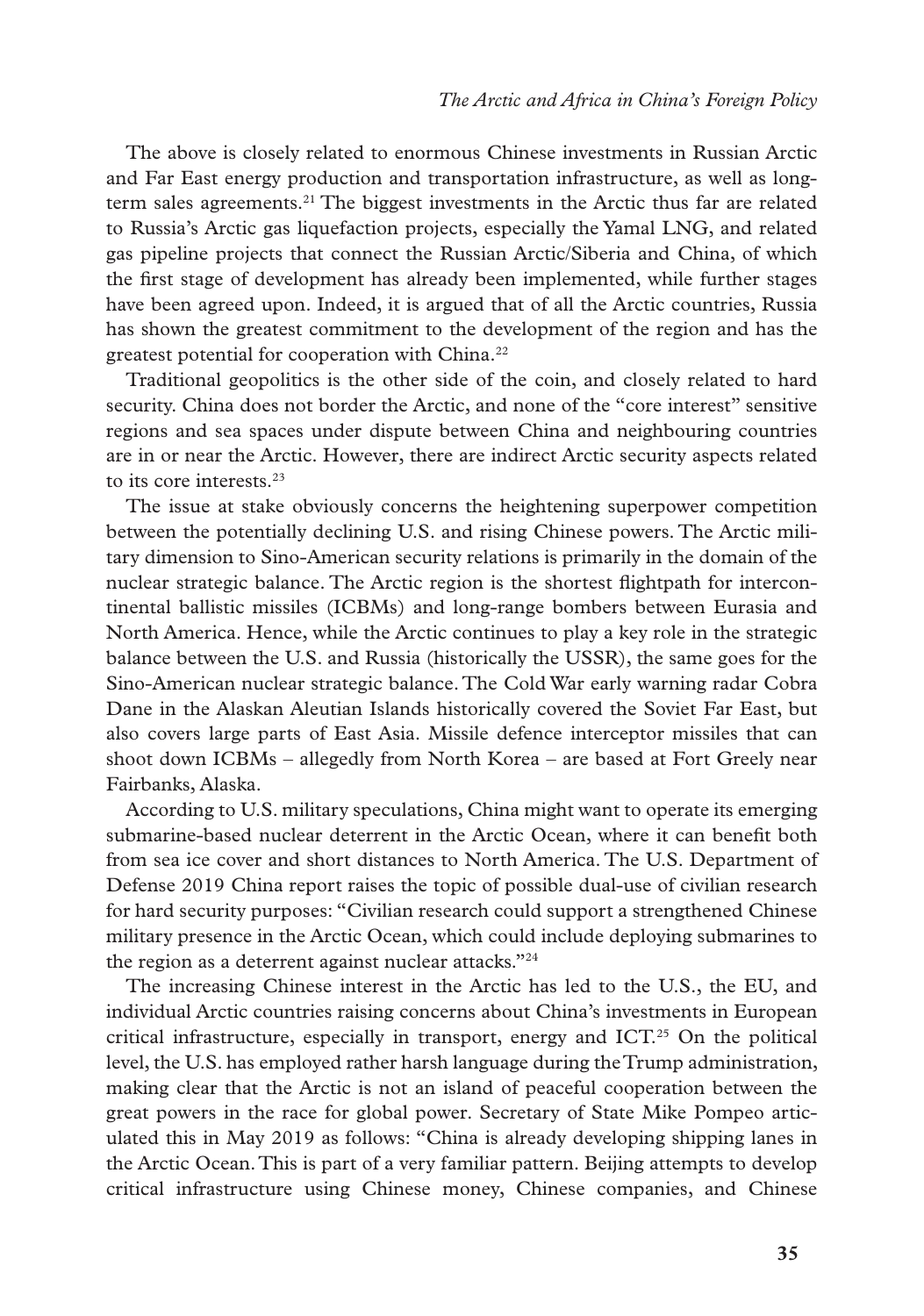The above is closely related to enormous Chinese investments in Russian Arctic and Far East energy production and transportation infrastructure, as well as long-term sales agreements.[21] The biggest investments in the Arctic thus far are related to Russia's Arctic gas liquefaction projects, especially the Yamal LNG, and related gas pipeline projects that connect the Russian Arctic/Siberia and China, of which the first stage of development has already been implemented, while further stages have been agreed upon. Indeed, it is argued that of all the Arctic countries, Russia has shown the greatest commitment to the development of the region and has the greatest potential for cooperation with China.[22]

Traditional geopolitics is the other side of the coin, and closely related to hard security. China does not border the Arctic, and none of the "core interest" sensitive regions and sea spaces under dispute between China and neighbouring countries are in or near the Arctic. However, there are indirect Arctic security aspects related to its core interests.[23]

The issue at stake obviously concerns the heightening superpower competition between the potentially declining U.S. and rising Chinese powers. The Arctic military dimension to Sino-American security relations is primarily in the domain of the nuclear strategic balance. The Arctic region is the shortest flightpath for intercontinental ballistic missiles (ICBMs) and long-range bombers between Eurasia and North America. Hence, while the Arctic continues to play a key role in the strategic balance between the U.S. and Russia (historically the USSR), the same goes for the Sino-American nuclear strategic balance. The Cold War early warning radar Cobra Dane in the Alaskan Aleutian Islands historically covered the Soviet Far East, but also covers large parts of East Asia. Missile defence interceptor missiles that can shoot down ICBMs – allegedly from North Korea – are based at Fort Greely near Fairbanks, Alaska.

According to U.S. military speculations, China might want to operate its emerging submarine-based nuclear deterrent in the Arctic Ocean, where it can benefit both from sea ice cover and short distances to North America. The U.S. Department of Defense 2019 China report raises the topic of possible dual-use of civilian research for hard security purposes: "Civilian research could support a strengthened Chinese military presence in the Arctic Ocean, which could include deploying submarines to the region as a deterrent against nuclear attacks."[24]

The increasing Chinese interest in the Arctic has led to the U.S., the EU, and individual Arctic countries raising concerns about China's investments in European critical infrastructure, especially in transport, energy and ICT.[25] On the political level, the U.S. has employed rather harsh language during the Trump administration, making clear that the Arctic is not an island of peaceful cooperation between the great powers in the race for global power. Secretary of State Mike Pompeo articulated this in May 2019 as follows: "China is already developing shipping lanes in the Arctic Ocean. This is part of a very familiar pattern. Beijing attempts to develop critical infrastructure using Chinese money, Chinese companies, and Chinese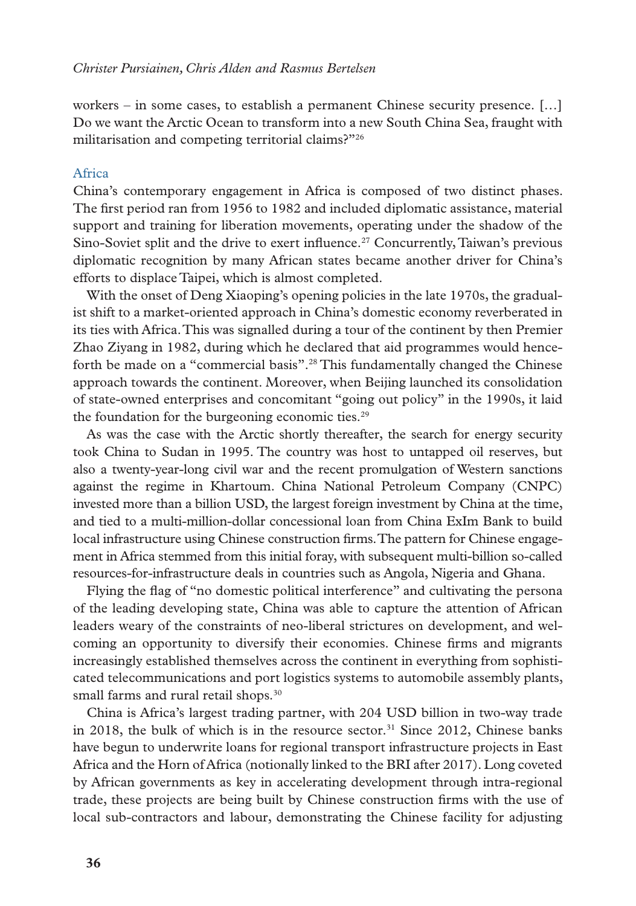workers – in some cases, to establish a permanent Chinese security presence. […] Do we want the Arctic Ocean to transform into a new South China Sea, fraught with militarisation and competing territorial claims?"[26]

## Africa

China's contemporary engagement in Africa is composed of two distinct phases. The first period ran from 1956 to 1982 and included diplomatic assistance, material support and training for liberation movements, operating under the shadow of the Sino-Soviet split and the drive to exert influence.[27] Concurrently, Taiwan's previous diplomatic recognition by many African states became another driver for China's efforts to displace Taipei, which is almost completed.

With the onset of Deng Xiaoping's opening policies in the late 1970s, the gradualist shift to a market-oriented approach in China's domestic economy reverberated in its ties with Africa. This was signalled during a tour of the continent by then Premier Zhao Ziyang in 1982, during which he declared that aid programmes would henceforth be made on a "commercial basis".[28] This fundamentally changed the Chinese approach towards the continent. Moreover, when Beijing launched its consolidation of state-owned enterprises and concomitant "going out policy" in the 1990s, it laid the foundation for the burgeoning economic ties.[29]

As was the case with the Arctic shortly thereafter, the search for energy security took China to Sudan in 1995. The country was host to untapped oil reserves, but also a twenty-year-long civil war and the recent promulgation of Western sanctions against the regime in Khartoum. China National Petroleum Company (CNPC) invested more than a billion USD, the largest foreign investment by China at the time, and tied to a multi-million-dollar concessional loan from China ExIm Bank to build local infrastructure using Chinese construction firms. The pattern for Chinese engagement in Africa stemmed from this initial foray, with subsequent multi-billion so-called resources-for-infrastructure deals in countries such as Angola, Nigeria and Ghana.

Flying the flag of "no domestic political interference" and cultivating the persona of the leading developing state, China was able to capture the attention of African leaders weary of the constraints of neo-liberal strictures on development, and welcoming an opportunity to diversify their economies. Chinese firms and migrants increasingly established themselves across the continent in everything from sophisticated telecommunications and port logistics systems to automobile assembly plants, small farms and rural retail shops.[30]

China is Africa's largest trading partner, with 204 USD billion in two-way trade in 2018, the bulk of which is in the resource sector.[31] Since 2012, Chinese banks have begun to underwrite loans for regional transport infrastructure projects in East Africa and the Horn of Africa (notionally linked to the BRI after 2017). Long coveted by African governments as key in accelerating development through intra-regional trade, these projects are being built by Chinese construction firms with the use of local sub-contractors and labour, demonstrating the Chinese facility for adjusting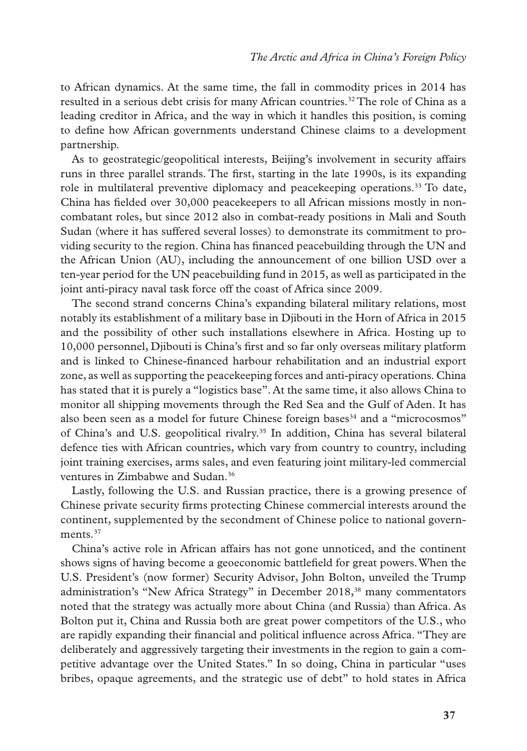to African dynamics. At the same time, the fall in commodity prices in 2014 has resulted in a serious debt crisis for many African countries.[32] The role of China as a leading creditor in Africa, and the way in which it handles this position, is coming to define how African governments understand Chinese claims to a development partnership.

As to geostrategic/geopolitical interests, Beijing's involvement in security affairs runs in three parallel strands. The first, starting in the late 1990s, is its expanding role in multilateral preventive diplomacy and peacekeeping operations.[33] To date, China has fielded over 30,000 peacekeepers to all African missions mostly in non-combatant roles, but since 2012 also in combat-ready positions in Mali and South Sudan (where it has suffered several losses) to demonstrate its commitment to providing security to the region. China has financed peacebuilding through the UN and the African Union (AU), including the announcement of one billion USD over a ten-year period for the UN peacebuilding fund in 2015, as well as participated in the joint anti-piracy naval task force off the coast of Africa since 2009.

The second strand concerns China's expanding bilateral military relations, most notably its establishment of a military base in Djibouti in the Horn of Africa in 2015 and the possibility of other such installations elsewhere in Africa. Hosting up to 10,000 personnel, Djibouti is China's first and so far only overseas military platform and is linked to Chinese-financed harbour rehabilitation and an industrial export zone, as well as supporting the peacekeeping forces and anti-piracy operations. China has stated that it is purely a "logistics base". At the same time, it also allows China to monitor all shipping movements through the Red Sea and the Gulf of Aden. It has also been seen as a model for future Chinese foreign bases[34] and a "microcosmos" of China's and U.S. geopolitical rivalry.[35] In addition, China has several bilateral defence ties with African countries, which vary from country to country, including joint training exercises, arms sales, and even featuring joint military-led commercial ventures in Zimbabwe and Sudan.[36]

Lastly, following the U.S. and Russian practice, there is a growing presence of Chinese private security firms protecting Chinese commercial interests around the continent, supplemented by the secondment of Chinese police to national governments.[37]

China's active role in African affairs has not gone unnoticed, and the continent shows signs of having become a geoeconomic battlefield for great powers. When the U.S. President's (now former) Security Advisor, John Bolton, unveiled the Trump administration's "New Africa Strategy" in December 2018,[38] many commentators noted that the strategy was actually more about China (and Russia) than Africa. As Bolton put it, China and Russia both are great power competitors of the U.S., who are rapidly expanding their financial and political influence across Africa. "They are deliberately and aggressively targeting their investments in the region to gain a competitive advantage over the United States." In so doing, China in particular "uses bribes, opaque agreements, and the strategic use of debt" to hold states in Africa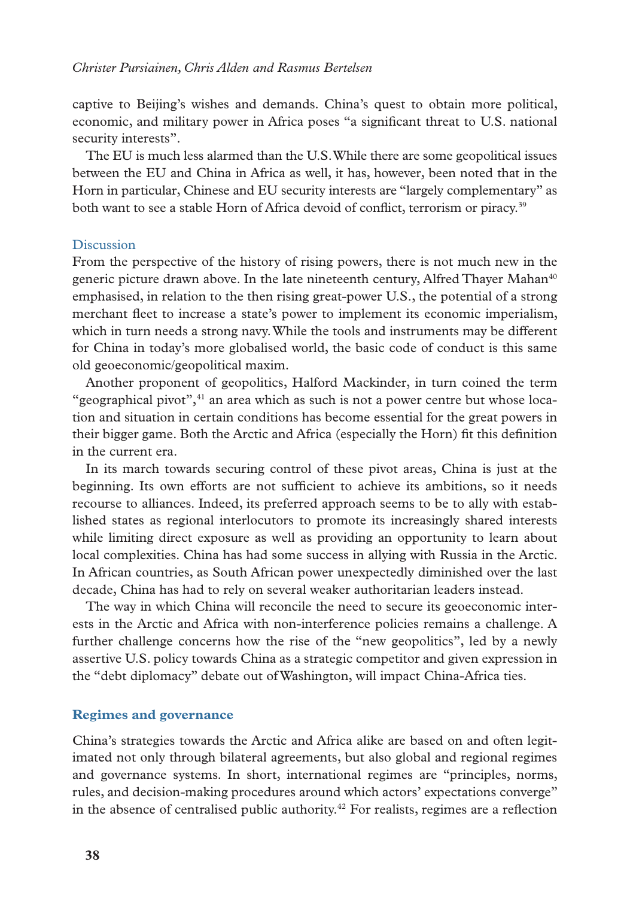captive to Beijing's wishes and demands. China's quest to obtain more political, economic, and military power in Africa poses "a significant threat to U.S. national security interests".

The EU is much less alarmed than the U.S. While there are some geopolitical issues between the EU and China in Africa as well, it has, however, been noted that in the Horn in particular, Chinese and EU security interests are "largely complementary" as both want to see a stable Horn of Africa devoid of conflict, terrorism or piracy.[39]

### Discussion

From the perspective of the history of rising powers, there is not much new in the generic picture drawn above. In the late nineteenth century, Alfred Thayer Mahan[40] emphasised, in relation to the then rising great-power U.S., the potential of a strong merchant fleet to increase a state's power to implement its economic imperialism, which in turn needs a strong navy. While the tools and instruments may be different for China in today's more globalised world, the basic code of conduct is this same old geoeconomic/geopolitical maxim.

Another proponent of geopolitics, Halford Mackinder, in turn coined the term "geographical pivot",[41] an area which as such is not a power centre but whose location and situation in certain conditions has become essential for the great powers in their bigger game. Both the Arctic and Africa (especially the Horn) fit this definition in the current era.

In its march towards securing control of these pivot areas, China is just at the beginning. Its own efforts are not sufficient to achieve its ambitions, so it needs recourse to alliances. Indeed, its preferred approach seems to be to ally with established states as regional interlocutors to promote its increasingly shared interests while limiting direct exposure as well as providing an opportunity to learn about local complexities. China has had some success in allying with Russia in the Arctic. In African countries, as South African power unexpectedly diminished over the last decade, China has had to rely on several weaker authoritarian leaders instead.

The way in which China will reconcile the need to secure its geoeconomic interests in the Arctic and Africa with non-interference policies remains a challenge. A further challenge concerns how the rise of the "new geopolitics", led by a newly assertive U.S. policy towards China as a strategic competitor and given expression in the "debt diplomacy" debate out of Washington, will impact China-Africa ties.

## Regimes and governance

China's strategies towards the Arctic and Africa alike are based on and often legitimated not only through bilateral agreements, but also global and regional regimes and governance systems. In short, international regimes are "principles, norms, rules, and decision-making procedures around which actors' expectations converge" in the absence of centralised public authority.[42] For realists, regimes are a reflection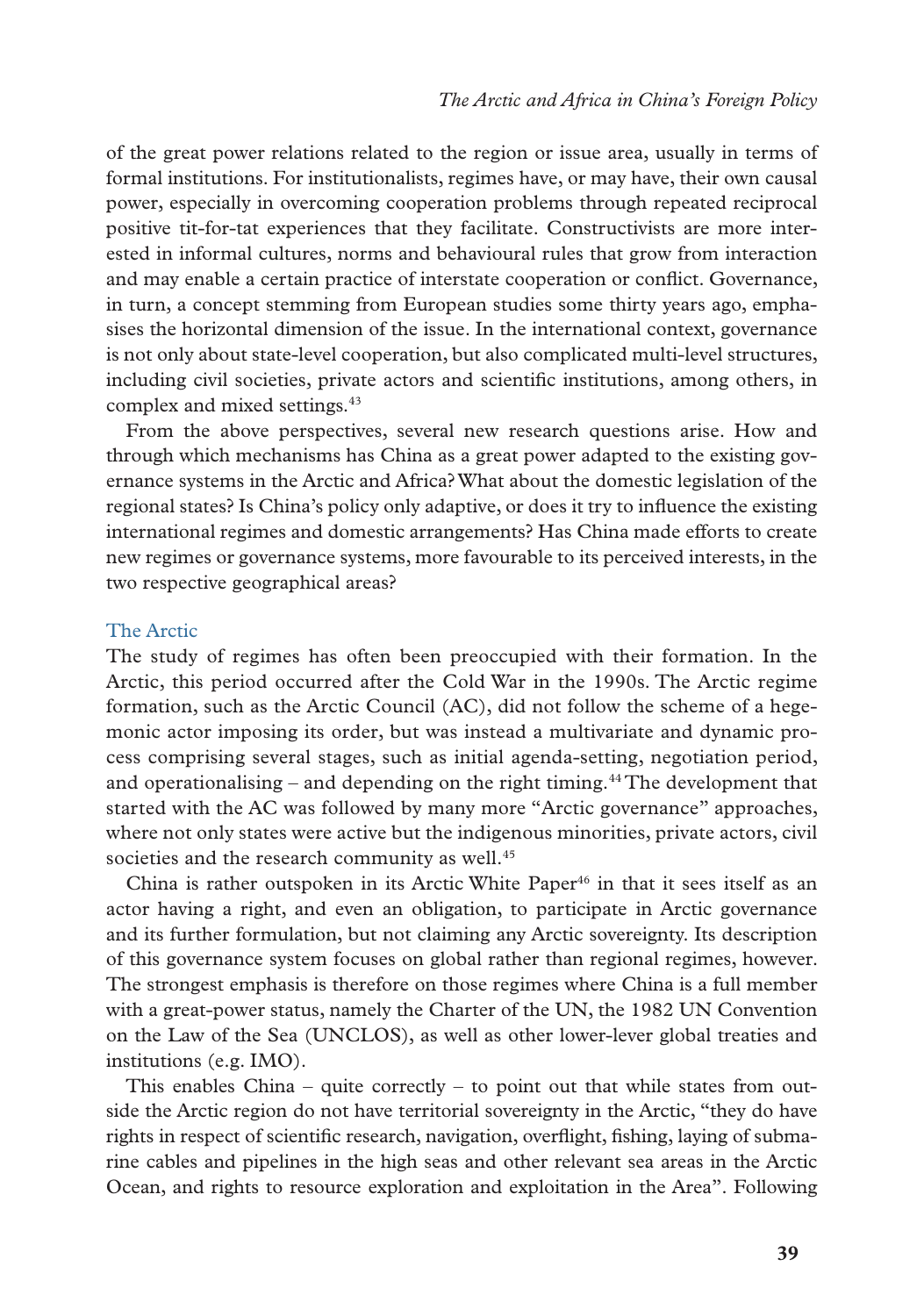of the great power relations related to the region or issue area, usually in terms of formal institutions. For institutionalists, regimes have, or may have, their own causal power, especially in overcoming cooperation problems through repeated reciprocal positive tit-for-tat experiences that they facilitate. Constructivists are more interested in informal cultures, norms and behavioural rules that grow from interaction and may enable a certain practice of interstate cooperation or conflict. Governance, in turn, a concept stemming from European studies some thirty years ago, emphasises the horizontal dimension of the issue. In the international context, governance is not only about state-level cooperation, but also complicated multi-level structures, including civil societies, private actors and scientific institutions, among others, in complex and mixed settings.[43]

From the above perspectives, several new research questions arise. How and through which mechanisms has China as a great power adapted to the existing governance systems in the Arctic and Africa? What about the domestic legislation of the regional states? Is China's policy only adaptive, or does it try to influence the existing international regimes and domestic arrangements? Has China made efforts to create new regimes or governance systems, more favourable to its perceived interests, in the two respective geographical areas?

## The Arctic

The study of regimes has often been preoccupied with their formation. In the Arctic, this period occurred after the Cold War in the 1990s. The Arctic regime formation, such as the Arctic Council (AC), did not follow the scheme of a hegemonic actor imposing its order, but was instead a multivariate and dynamic process comprising several stages, such as initial agenda-setting, negotiation period, and operationalising – and depending on the right timing.[44] The development that started with the AC was followed by many more "Arctic governance" approaches, where not only states were active but the indigenous minorities, private actors, civil societies and the research community as well.[45]

China is rather outspoken in its Arctic White Paper[46] in that it sees itself as an actor having a right, and even an obligation, to participate in Arctic governance and its further formulation, but not claiming any Arctic sovereignty. Its description of this governance system focuses on global rather than regional regimes, however. The strongest emphasis is therefore on those regimes where China is a full member with a great-power status, namely the Charter of the UN, the 1982 UN Convention on the Law of the Sea (UNCLOS), as well as other lower-lever global treaties and institutions (e.g. IMO).

This enables China – quite correctly – to point out that while states from outside the Arctic region do not have territorial sovereignty in the Arctic, "they do have rights in respect of scientific research, navigation, overflight, fishing, laying of submarine cables and pipelines in the high seas and other relevant sea areas in the Arctic Ocean, and rights to resource exploration and exploitation in the Area". Following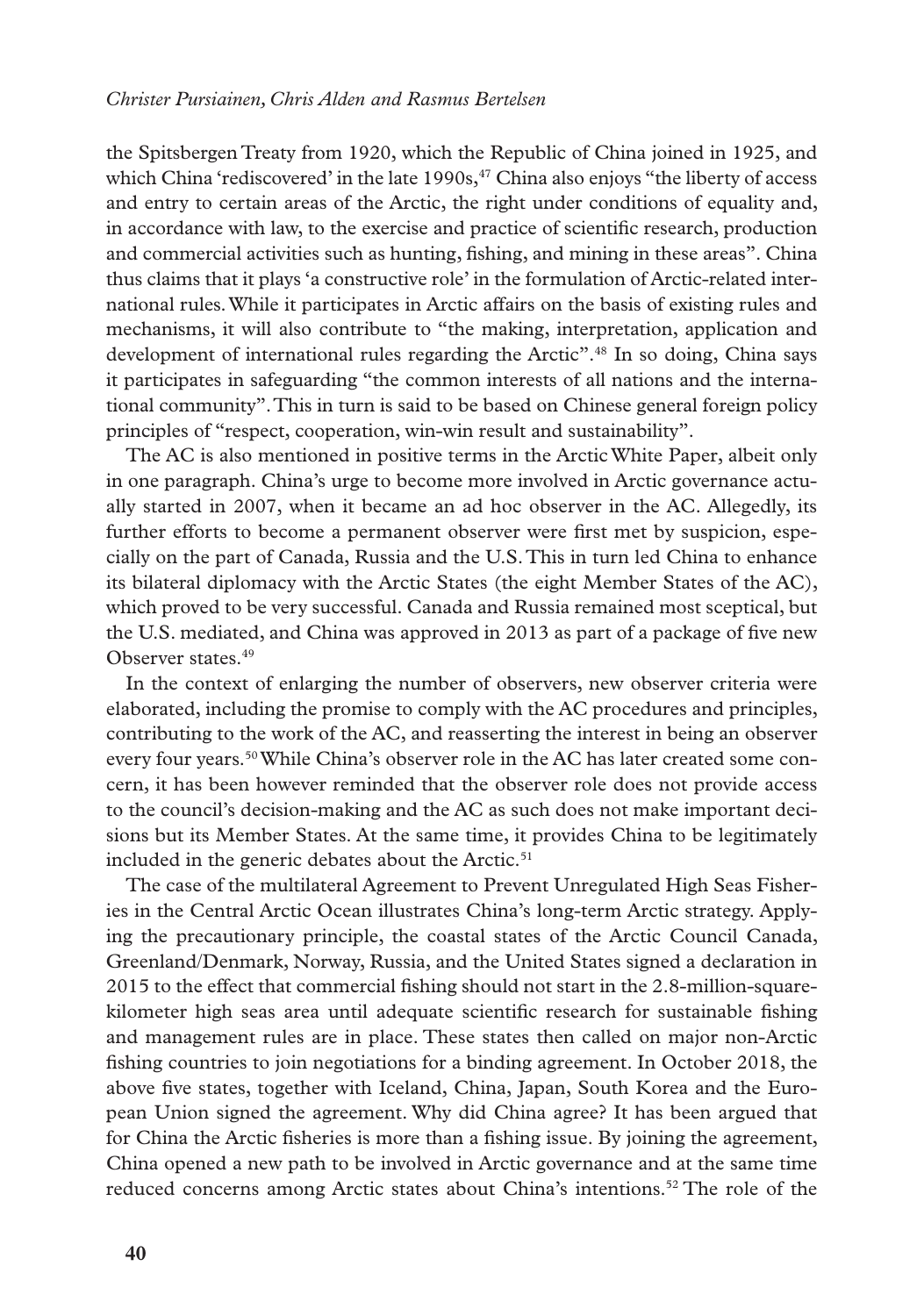the Spitsbergen Treaty from 1920, which the Republic of China joined in 1925, and which China 'rediscovered' in the late 1990s,[47] China also enjoys "the liberty of access and entry to certain areas of the Arctic, the right under conditions of equality and, in accordance with law, to the exercise and practice of scientific research, production and commercial activities such as hunting, fishing, and mining in these areas". China thus claims that it plays 'a constructive role' in the formulation of Arctic-related international rules. While it participates in Arctic affairs on the basis of existing rules and mechanisms, it will also contribute to "the making, interpretation, application and development of international rules regarding the Arctic".[48] In so doing, China says it participates in safeguarding "the common interests of all nations and the international community". This in turn is said to be based on Chinese general foreign policy principles of "respect, cooperation, win-win result and sustainability".

The AC is also mentioned in positive terms in the Arctic White Paper, albeit only in one paragraph. China's urge to become more involved in Arctic governance actually started in 2007, when it became an ad hoc observer in the AC. Allegedly, its further efforts to become a permanent observer were first met by suspicion, especially on the part of Canada, Russia and the U.S. This in turn led China to enhance its bilateral diplomacy with the Arctic States (the eight Member States of the AC), which proved to be very successful. Canada and Russia remained most sceptical, but the U.S. mediated, and China was approved in 2013 as part of a package of five new Observer states.[49]

In the context of enlarging the number of observers, new observer criteria were elaborated, including the promise to comply with the AC procedures and principles, contributing to the work of the AC, and reasserting the interest in being an observer every four years.[50] While China's observer role in the AC has later created some concern, it has been however reminded that the observer role does not provide access to the council's decision-making and the AC as such does not make important decisions but its Member States. At the same time, it provides China to be legitimately included in the generic debates about the Arctic.[51]

The case of the multilateral Agreement to Prevent Unregulated High Seas Fisheries in the Central Arctic Ocean illustrates China's long-term Arctic strategy. Applying the precautionary principle, the coastal states of the Arctic Council Canada, Greenland/Denmark, Norway, Russia, and the United States signed a declaration in 2015 to the effect that commercial fishing should not start in the 2.8-million-square-kilometer high seas area until adequate scientific research for sustainable fishing and management rules are in place. These states then called on major non-Arctic fishing countries to join negotiations for a binding agreement. In October 2018, the above five states, together with Iceland, China, Japan, South Korea and the European Union signed the agreement. Why did China agree? It has been argued that for China the Arctic fisheries is more than a fishing issue. By joining the agreement, China opened a new path to be involved in Arctic governance and at the same time reduced concerns among Arctic states about China's intentions.[52] The role of the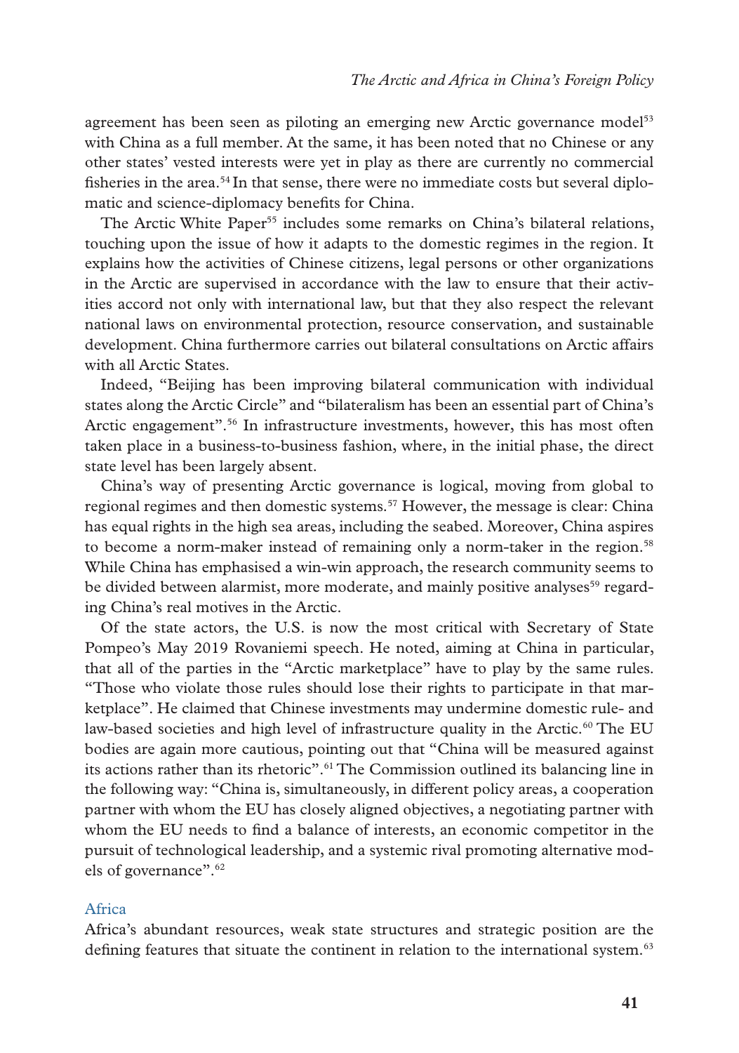agreement has been seen as piloting an emerging new Arctic governance model[53] with China as a full member. At the same, it has been noted that no Chinese or any other states' vested interests were yet in play as there are currently no commercial fisheries in the area.[54] In that sense, there were no immediate costs but several diplomatic and science-diplomacy benefits for China.

The Arctic White Paper[55] includes some remarks on China's bilateral relations, touching upon the issue of how it adapts to the domestic regimes in the region. It explains how the activities of Chinese citizens, legal persons or other organizations in the Arctic are supervised in accordance with the law to ensure that their activities accord not only with international law, but that they also respect the relevant national laws on environmental protection, resource conservation, and sustainable development. China furthermore carries out bilateral consultations on Arctic affairs with all Arctic States.

Indeed, "Beijing has been improving bilateral communication with individual states along the Arctic Circle" and "bilateralism has been an essential part of China's Arctic engagement".[56] In infrastructure investments, however, this has most often taken place in a business-to-business fashion, where, in the initial phase, the direct state level has been largely absent.

China's way of presenting Arctic governance is logical, moving from global to regional regimes and then domestic systems.[57] However, the message is clear: China has equal rights in the high sea areas, including the seabed. Moreover, China aspires to become a norm-maker instead of remaining only a norm-taker in the region.[58] While China has emphasised a win-win approach, the research community seems to be divided between alarmist, more moderate, and mainly positive analyses[59] regarding China's real motives in the Arctic.

Of the state actors, the U.S. is now the most critical with Secretary of State Pompeo's May 2019 Rovaniemi speech. He noted, aiming at China in particular, that all of the parties in the "Arctic marketplace" have to play by the same rules. "Those who violate those rules should lose their rights to participate in that marketplace". He claimed that Chinese investments may undermine domestic rule- and law-based societies and high level of infrastructure quality in the Arctic.[60] The EU bodies are again more cautious, pointing out that "China will be measured against its actions rather than its rhetoric".[61] The Commission outlined its balancing line in the following way: "China is, simultaneously, in different policy areas, a cooperation partner with whom the EU has closely aligned objectives, a negotiating partner with whom the EU needs to find a balance of interests, an economic competitor in the pursuit of technological leadership, and a systemic rival promoting alternative models of governance".[62]

### Africa

Africa's abundant resources, weak state structures and strategic position are the defining features that situate the continent in relation to the international system.[63]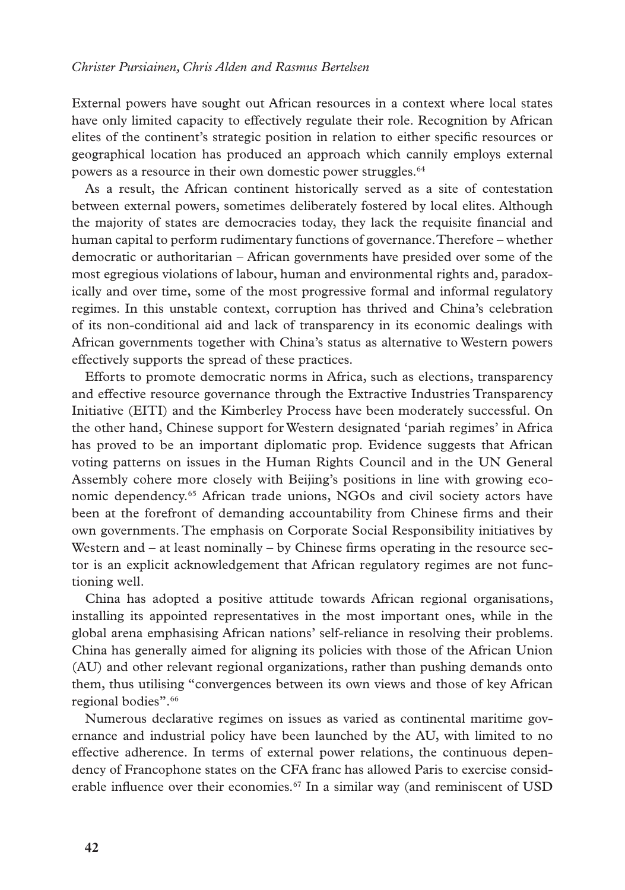External powers have sought out African resources in a context where local states have only limited capacity to effectively regulate their role. Recognition by African elites of the continent's strategic position in relation to either specific resources or geographical location has produced an approach which cannily employs external powers as a resource in their own domestic power struggles.[64]

As a result, the African continent historically served as a site of contestation between external powers, sometimes deliberately fostered by local elites. Although the majority of states are democracies today, they lack the requisite financial and human capital to perform rudimentary functions of governance. Therefore – whether democratic or authoritarian – African governments have presided over some of the most egregious violations of labour, human and environmental rights and, paradoxically and over time, some of the most progressive formal and informal regulatory regimes. In this unstable context, corruption has thrived and China's celebration of its non-conditional aid and lack of transparency in its economic dealings with African governments together with China's status as alternative to Western powers effectively supports the spread of these practices.

Efforts to promote democratic norms in Africa, such as elections, transparency and effective resource governance through the Extractive Industries Transparency Initiative (EITI) and the Kimberley Process have been moderately successful. On the other hand, Chinese support for Western designated 'pariah regimes' in Africa has proved to be an important diplomatic prop. Evidence suggests that African voting patterns on issues in the Human Rights Council and in the UN General Assembly cohere more closely with Beijing's positions in line with growing economic dependency.[65] African trade unions, NGOs and civil society actors have been at the forefront of demanding accountability from Chinese firms and their own governments. The emphasis on Corporate Social Responsibility initiatives by Western and – at least nominally – by Chinese firms operating in the resource sector is an explicit acknowledgement that African regulatory regimes are not functioning well.

China has adopted a positive attitude towards African regional organisations, installing its appointed representatives in the most important ones, while in the global arena emphasising African nations' self-reliance in resolving their problems. China has generally aimed for aligning its policies with those of the African Union (AU) and other relevant regional organizations, rather than pushing demands onto them, thus utilising "convergences between its own views and those of key African regional bodies".[66]

Numerous declarative regimes on issues as varied as continental maritime governance and industrial policy have been launched by the AU, with limited to no effective adherence. In terms of external power relations, the continuous dependency of Francophone states on the CFA franc has allowed Paris to exercise considerable influence over their economies.[67] In a similar way (and reminiscent of USD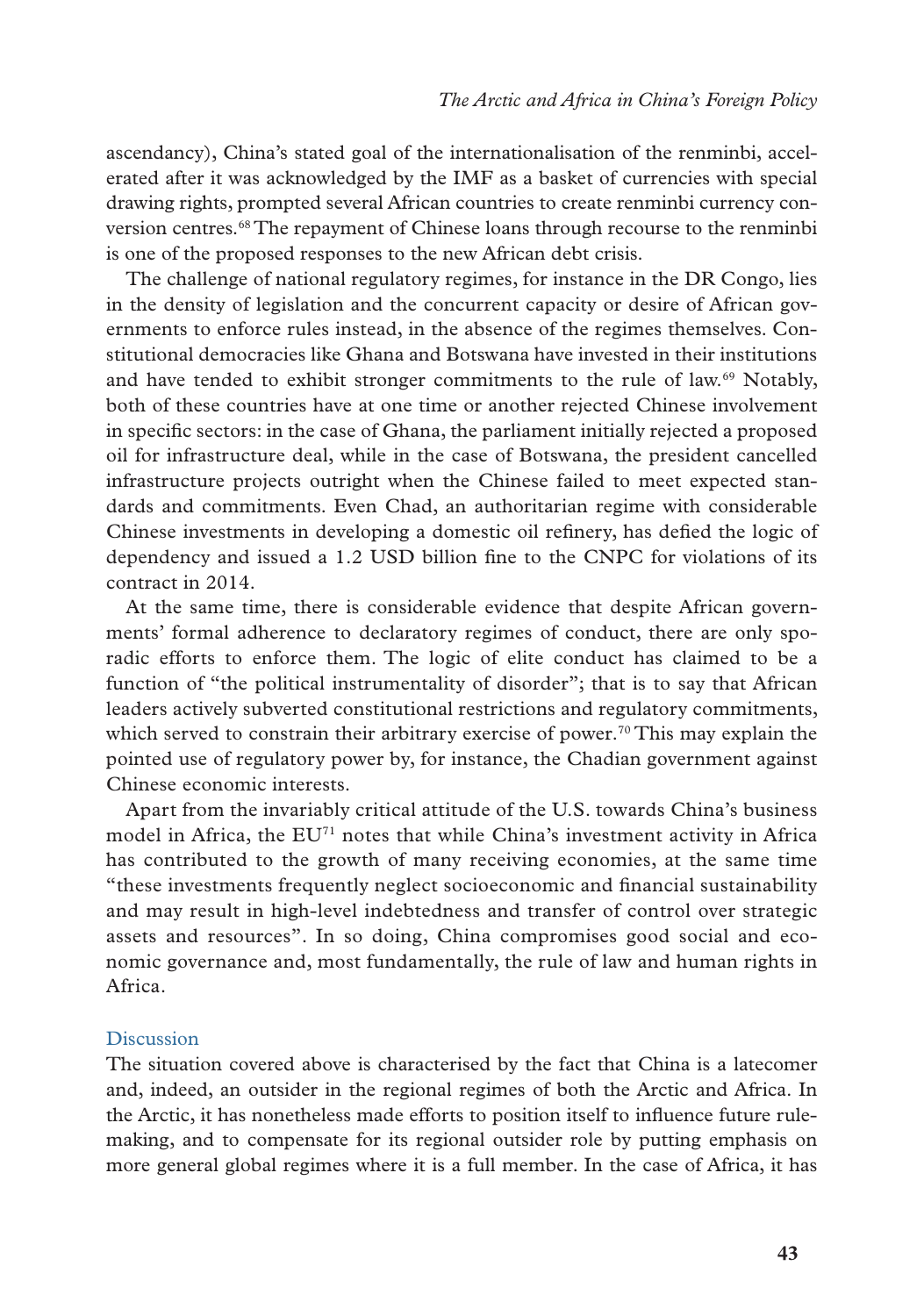ascendancy), China's stated goal of the internationalisation of the renminbi, accelerated after it was acknowledged by the IMF as a basket of currencies with special drawing rights, prompted several African countries to create renminbi currency conversion centres.[68] The repayment of Chinese loans through recourse to the renminbi is one of the proposed responses to the new African debt crisis.

The challenge of national regulatory regimes, for instance in the DR Congo, lies in the density of legislation and the concurrent capacity or desire of African governments to enforce rules instead, in the absence of the regimes themselves. Constitutional democracies like Ghana and Botswana have invested in their institutions and have tended to exhibit stronger commitments to the rule of law.[69] Notably, both of these countries have at one time or another rejected Chinese involvement in specific sectors: in the case of Ghana, the parliament initially rejected a proposed oil for infrastructure deal, while in the case of Botswana, the president cancelled infrastructure projects outright when the Chinese failed to meet expected standards and commitments. Even Chad, an authoritarian regime with considerable Chinese investments in developing a domestic oil refinery, has defied the logic of dependency and issued a 1.2 USD billion fine to the CNPC for violations of its contract in 2014.

At the same time, there is considerable evidence that despite African governments' formal adherence to declaratory regimes of conduct, there are only sporadic efforts to enforce them. The logic of elite conduct has claimed to be a function of "the political instrumentality of disorder"; that is to say that African leaders actively subverted constitutional restrictions and regulatory commitments, which served to constrain their arbitrary exercise of power.[70] This may explain the pointed use of regulatory power by, for instance, the Chadian government against Chinese economic interests.

Apart from the invariably critical attitude of the U.S. towards China's business model in Africa, the EU[71] notes that while China's investment activity in Africa has contributed to the growth of many receiving economies, at the same time "these investments frequently neglect socioeconomic and financial sustainability and may result in high-level indebtedness and transfer of control over strategic assets and resources". In so doing, China compromises good social and economic governance and, most fundamentally, the rule of law and human rights in Africa.

## Discussion

The situation covered above is characterised by the fact that China is a latecomer and, indeed, an outsider in the regional regimes of both the Arctic and Africa. In the Arctic, it has nonetheless made efforts to position itself to influence future rule-making, and to compensate for its regional outsider role by putting emphasis on more general global regimes where it is a full member. In the case of Africa, it has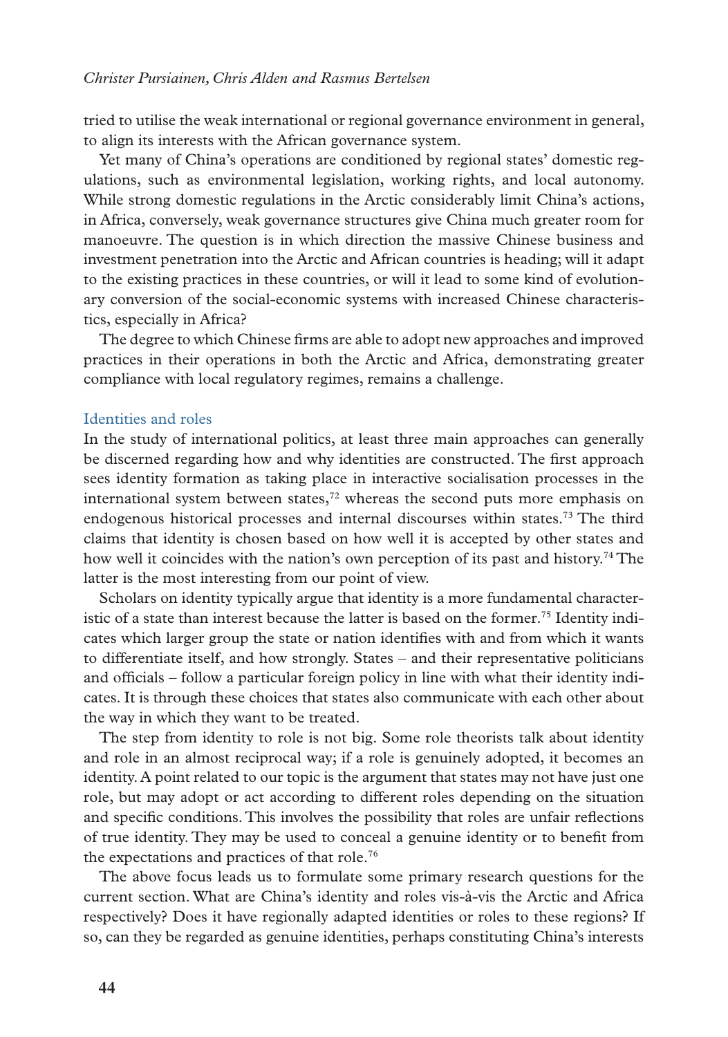tried to utilise the weak international or regional governance environment in general, to align its interests with the African governance system.

Yet many of China's operations are conditioned by regional states' domestic regulations, such as environmental legislation, working rights, and local autonomy. While strong domestic regulations in the Arctic considerably limit China's actions, in Africa, conversely, weak governance structures give China much greater room for manoeuvre. The question is in which direction the massive Chinese business and investment penetration into the Arctic and African countries is heading; will it adapt to the existing practices in these countries, or will it lead to some kind of evolutionary conversion of the social-economic systems with increased Chinese characteristics, especially in Africa?

The degree to which Chinese firms are able to adopt new approaches and improved practices in their operations in both the Arctic and Africa, demonstrating greater compliance with local regulatory regimes, remains a challenge.

## Identities and roles

In the study of international politics, at least three main approaches can generally be discerned regarding how and why identities are constructed. The first approach sees identity formation as taking place in interactive socialisation processes in the international system between states,[72] whereas the second puts more emphasis on endogenous historical processes and internal discourses within states.[73] The third claims that identity is chosen based on how well it is accepted by other states and how well it coincides with the nation's own perception of its past and history.[74] The latter is the most interesting from our point of view.

Scholars on identity typically argue that identity is a more fundamental characteristic of a state than interest because the latter is based on the former.[75] Identity indicates which larger group the state or nation identifies with and from which it wants to differentiate itself, and how strongly. States – and their representative politicians and officials – follow a particular foreign policy in line with what their identity indicates. It is through these choices that states also communicate with each other about the way in which they want to be treated.

The step from identity to role is not big. Some role theorists talk about identity and role in an almost reciprocal way; if a role is genuinely adopted, it becomes an identity. A point related to our topic is the argument that states may not have just one role, but may adopt or act according to different roles depending on the situation and specific conditions. This involves the possibility that roles are unfair reflections of true identity. They may be used to conceal a genuine identity or to benefit from the expectations and practices of that role.[76]

The above focus leads us to formulate some primary research questions for the current section. What are China's identity and roles vis-à-vis the Arctic and Africa respectively? Does it have regionally adapted identities or roles to these regions? If so, can they be regarded as genuine identities, perhaps constituting China's interests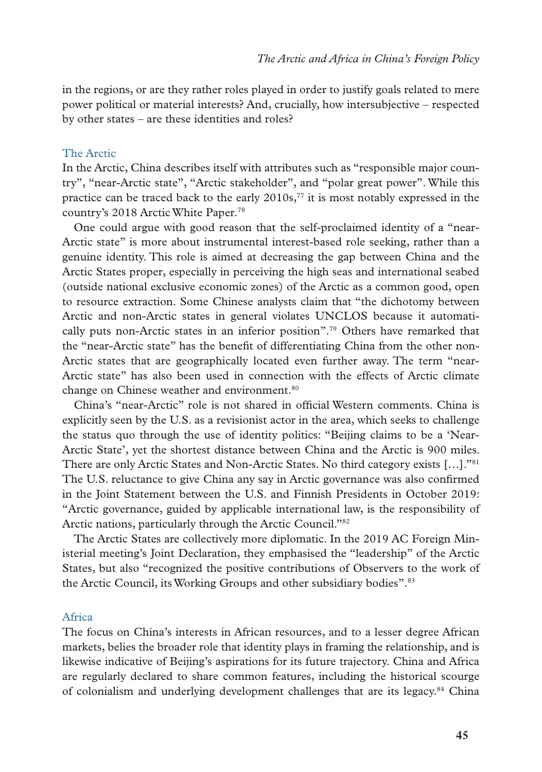in the regions, or are they rather roles played in order to justify goals related to mere power political or material interests? And, crucially, how intersubjective – respected by other states – are these identities and roles?

## The Arctic

In the Arctic, China describes itself with attributes such as "responsible major country", "near-Arctic state", "Arctic stakeholder", and "polar great power". While this practice can be traced back to the early 2010s,[77] it is most notably expressed in the country's 2018 Arctic White Paper.[78]

One could argue with good reason that the self-proclaimed identity of a "near-Arctic state" is more about instrumental interest-based role seeking, rather than a genuine identity. This role is aimed at decreasing the gap between China and the Arctic States proper, especially in perceiving the high seas and international seabed (outside national exclusive economic zones) of the Arctic as a common good, open to resource extraction. Some Chinese analysts claim that "the dichotomy between Arctic and non-Arctic states in general violates UNCLOS because it automatically puts non-Arctic states in an inferior position".[79] Others have remarked that the "near-Arctic state" has the benefit of differentiating China from the other non-Arctic states that are geographically located even further away. The term "near-Arctic state" has also been used in connection with the effects of Arctic climate change on Chinese weather and environment.[80]

China's "near-Arctic" role is not shared in official Western comments. China is explicitly seen by the U.S. as a revisionist actor in the area, which seeks to challenge the status quo through the use of identity politics: "Beijing claims to be a 'Near-Arctic State', yet the shortest distance between China and the Arctic is 900 miles. There are only Arctic States and Non-Arctic States. No third category exists […]."[81] The U.S. reluctance to give China any say in Arctic governance was also confirmed in the Joint Statement between the U.S. and Finnish Presidents in October 2019: "Arctic governance, guided by applicable international law, is the responsibility of Arctic nations, particularly through the Arctic Council."[82]

The Arctic States are collectively more diplomatic. In the 2019 AC Foreign Ministerial meeting's Joint Declaration, they emphasised the "leadership" of the Arctic States, but also "recognized the positive contributions of Observers to the work of the Arctic Council, its Working Groups and other subsidiary bodies".[83]

## Africa

The focus on China's interests in African resources, and to a lesser degree African markets, belies the broader role that identity plays in framing the relationship, and is likewise indicative of Beijing's aspirations for its future trajectory. China and Africa are regularly declared to share common features, including the historical scourge of colonialism and underlying development challenges that are its legacy.[84] China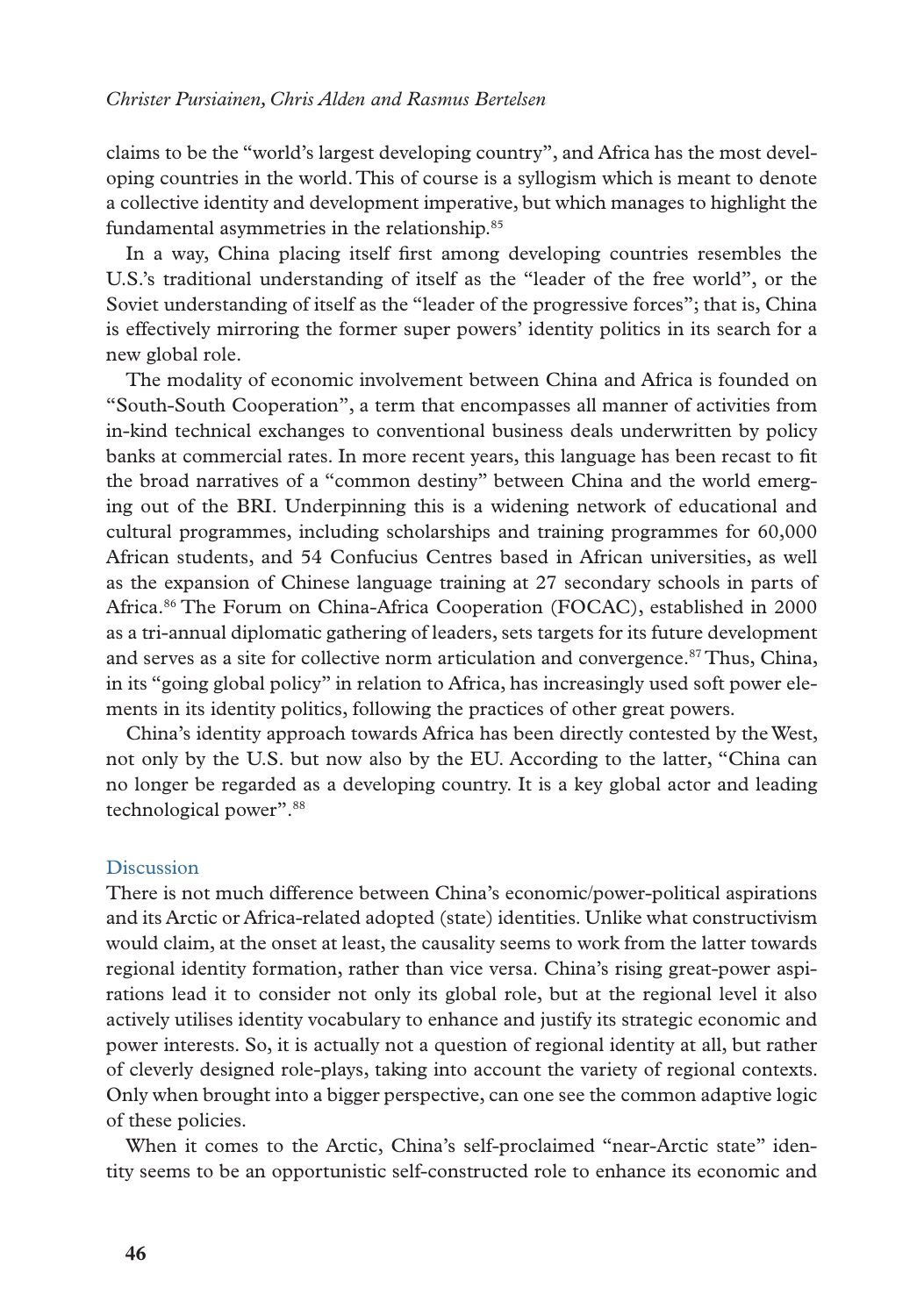claims to be the "world's largest developing country", and Africa has the most developing countries in the world. This of course is a syllogism which is meant to denote a collective identity and development imperative, but which manages to highlight the fundamental asymmetries in the relationship.[85]

In a way, China placing itself first among developing countries resembles the U.S.'s traditional understanding of itself as the "leader of the free world", or the Soviet understanding of itself as the "leader of the progressive forces"; that is, China is effectively mirroring the former super powers' identity politics in its search for a new global role.

The modality of economic involvement between China and Africa is founded on "South-South Cooperation", a term that encompasses all manner of activities from in-kind technical exchanges to conventional business deals underwritten by policy banks at commercial rates. In more recent years, this language has been recast to fit the broad narratives of a "common destiny" between China and the world emerging out of the BRI. Underpinning this is a widening network of educational and cultural programmes, including scholarships and training programmes for 60,000 African students, and 54 Confucius Centres based in African universities, as well as the expansion of Chinese language training at 27 secondary schools in parts of Africa.[86] The Forum on China-Africa Cooperation (FOCAC), established in 2000 as a tri-annual diplomatic gathering of leaders, sets targets for its future development and serves as a site for collective norm articulation and convergence.[87] Thus, China, in its "going global policy" in relation to Africa, has increasingly used soft power elements in its identity politics, following the practices of other great powers.

China's identity approach towards Africa has been directly contested by the West, not only by the U.S. but now also by the EU. According to the latter, "China can no longer be regarded as a developing country. It is a key global actor and leading technological power".[88]

## Discussion

There is not much difference between China's economic/power-political aspirations and its Arctic or Africa-related adopted (state) identities. Unlike what constructivism would claim, at the onset at least, the causality seems to work from the latter towards regional identity formation, rather than vice versa. China's rising great-power aspirations lead it to consider not only its global role, but at the regional level it also actively utilises identity vocabulary to enhance and justify its strategic economic and power interests. So, it is actually not a question of regional identity at all, but rather of cleverly designed role-plays, taking into account the variety of regional contexts. Only when brought into a bigger perspective, can one see the common adaptive logic of these policies.

When it comes to the Arctic, China's self-proclaimed "near-Arctic state" identity seems to be an opportunistic self-constructed role to enhance its economic and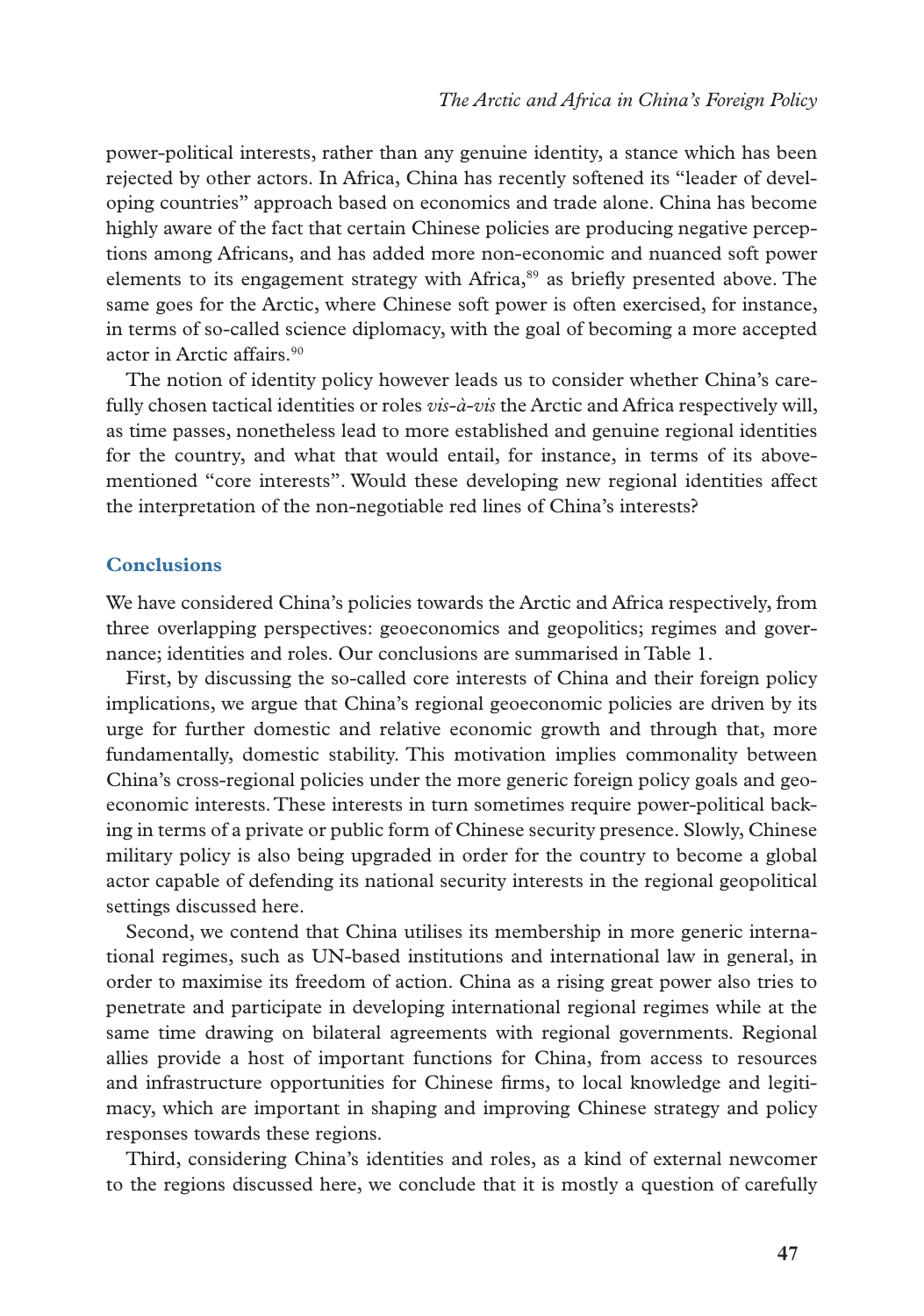power-political interests, rather than any genuine identity, a stance which has been rejected by other actors. In Africa, China has recently softened its "leader of developing countries" approach based on economics and trade alone. China has become highly aware of the fact that certain Chinese policies are producing negative perceptions among Africans, and has added more non-economic and nuanced soft power elements to its engagement strategy with Africa,[89] as briefly presented above. The same goes for the Arctic, where Chinese soft power is often exercised, for instance, in terms of so-called science diplomacy, with the goal of becoming a more accepted actor in Arctic affairs.[90]

The notion of identity policy however leads us to consider whether China's carefully chosen tactical identities or roles *vis-à-vis* the Arctic and Africa respectively will, as time passes, nonetheless lead to more established and genuine regional identities for the country, and what that would entail, for instance, in terms of its above-mentioned "core interests". Would these developing new regional identities affect the interpretation of the non-negotiable red lines of China's interests?

## Conclusions

We have considered China's policies towards the Arctic and Africa respectively, from three overlapping perspectives: geoeconomics and geopolitics; regimes and governance; identities and roles. Our conclusions are summarised in Table 1.

First, by discussing the so-called core interests of China and their foreign policy implications, we argue that China's regional geoeconomic policies are driven by its urge for further domestic and relative economic growth and through that, more fundamentally, domestic stability. This motivation implies commonality between China's cross-regional policies under the more generic foreign policy goals and geoeconomic interests. These interests in turn sometimes require power-political backing in terms of a private or public form of Chinese security presence. Slowly, Chinese military policy is also being upgraded in order for the country to become a global actor capable of defending its national security interests in the regional geopolitical settings discussed here.

Second, we contend that China utilises its membership in more generic international regimes, such as UN-based institutions and international law in general, in order to maximise its freedom of action. China as a rising great power also tries to penetrate and participate in developing international regional regimes while at the same time drawing on bilateral agreements with regional governments. Regional allies provide a host of important functions for China, from access to resources and infrastructure opportunities for Chinese firms, to local knowledge and legitimacy, which are important in shaping and improving Chinese strategy and policy responses towards these regions.

Third, considering China's identities and roles, as a kind of external newcomer to the regions discussed here, we conclude that it is mostly a question of carefully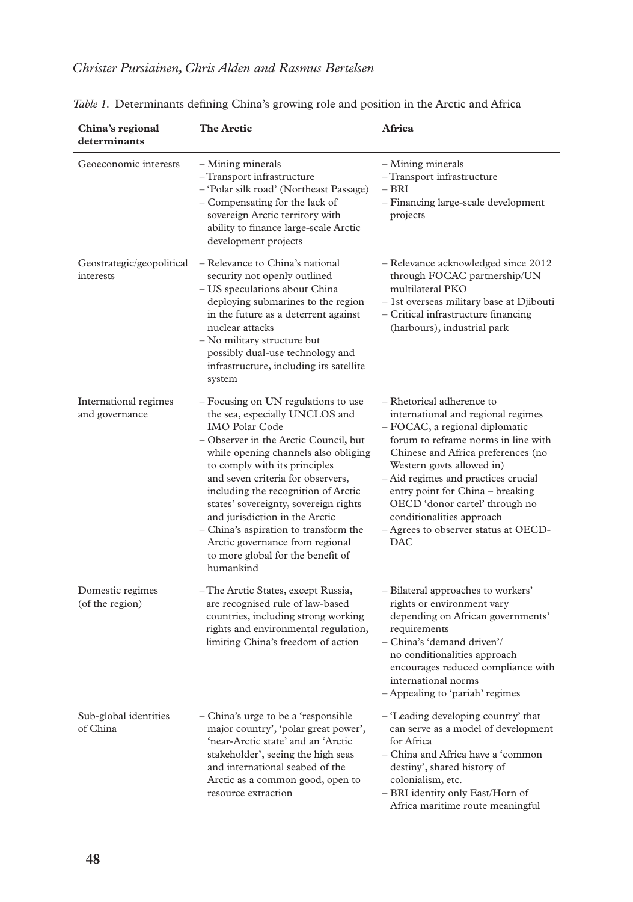*Table 1.* Determinants defining China's growing role and position in the Arctic and Africa

| China's regional determinants | The Arctic | Africa |
|---|---|---|
| Geoeconomic interests | – Mining minerals<br>– Transport infrastructure<br>– 'Polar silk road' (Northeast Passage)<br>– Compensating for the lack of sovereign Arctic territory with ability to finance large-scale Arctic development projects | – Mining minerals<br>– Transport infrastructure<br>– BRI<br>– Financing large-scale development projects |
| Geostrategic/geopolitical interests | – Relevance to China's national security not openly outlined<br>– US speculations about China deploying submarines to the region in the future as a deterrent against nuclear attacks<br>– No military structure but possibly dual-use technology and infrastructure, including its satellite system | – Relevance acknowledged since 2012 through FOCAC partnership/UN multilateral PKO<br>– 1st overseas military base at Djibouti<br>– Critical infrastructure financing (harbours), industrial park |
| International regimes and governance | – Focusing on UN regulations to use the sea, especially UNCLOS and IMO Polar Code<br>– Observer in the Arctic Council, but while opening channels also obliging to comply with its principles and seven criteria for observers, including the recognition of Arctic states' sovereignty, sovereign rights and jurisdiction in the Arctic<br>– China's aspiration to transform the Arctic governance from regional to more global for the benefit of humankind | – Rhetorical adherence to international and regional regimes<br>– FOCAC, a regional diplomatic forum to reframe norms in line with Chinese and Africa preferences (no Western govts allowed in)<br>– Aid regimes and practices crucial entry point for China – breaking OECD 'donor cartel' through no conditionalities approach<br>– Agrees to observer status at OECD-DAC |
| Domestic regimes (of the region) | – The Arctic States, except Russia, are recognised rule of law-based countries, including strong working rights and environmental regulation, limiting China's freedom of action | – Bilateral approaches to workers' rights or environment vary depending on African governments' requirements<br>– China's 'demand driven'/ no conditionalities approach encourages reduced compliance with international norms<br>– Appealing to 'pariah' regimes |
| Sub-global identities of China | – China's urge to be a 'responsible major country', 'polar great power', 'near-Arctic state' and an 'Arctic stakeholder', seeing the high seas and international seabed of the Arctic as a common good, open to resource extraction | – 'Leading developing country' that can serve as a model of development for Africa<br>– China and Africa have a 'common destiny', shared history of colonialism, etc.<br>– BRI identity only East/Horn of Africa maritime route meaningful |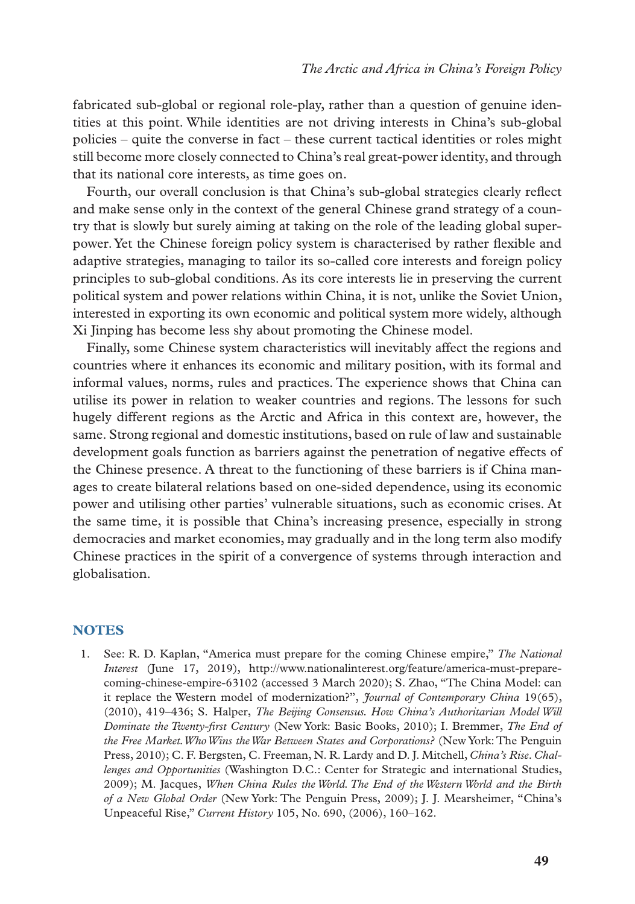fabricated sub-global or regional role-play, rather than a question of genuine identities at this point. While identities are not driving interests in China's sub-global policies – quite the converse in fact – these current tactical identities or roles might still become more closely connected to China's real great-power identity, and through that its national core interests, as time goes on.

Fourth, our overall conclusion is that China's sub-global strategies clearly reflect and make sense only in the context of the general Chinese grand strategy of a country that is slowly but surely aiming at taking on the role of the leading global superpower. Yet the Chinese foreign policy system is characterised by rather flexible and adaptive strategies, managing to tailor its so-called core interests and foreign policy principles to sub-global conditions. As its core interests lie in preserving the current political system and power relations within China, it is not, unlike the Soviet Union, interested in exporting its own economic and political system more widely, although Xi Jinping has become less shy about promoting the Chinese model.

Finally, some Chinese system characteristics will inevitably affect the regions and countries where it enhances its economic and military position, with its formal and informal values, norms, rules and practices. The experience shows that China can utilise its power in relation to weaker countries and regions. The lessons for such hugely different regions as the Arctic and Africa in this context are, however, the same. Strong regional and domestic institutions, based on rule of law and sustainable development goals function as barriers against the penetration of negative effects of the Chinese presence. A threat to the functioning of these barriers is if China manages to create bilateral relations based on one-sided dependence, using its economic power and utilising other parties' vulnerable situations, such as economic crises. At the same time, it is possible that China's increasing presence, especially in strong democracies and market economies, may gradually and in the long term also modify Chinese practices in the spirit of a convergence of systems through interaction and globalisation.

## NOTES

1. See: R. D. Kaplan, "America must prepare for the coming Chinese empire," *The National Interest* (June 17, 2019), http://www.nationalinterest.org/feature/america-must-prepare-coming-chinese-empire-63102 (accessed 3 March 2020); S. Zhao, "The China Model: can it replace the Western model of modernization?", *Journal of Contemporary China* 19(65), (2010), 419–436; S. Halper, *The Beijing Consensus. How China's Authoritarian Model Will Dominate the Twenty-first Century* (New York: Basic Books, 2010); I. Bremmer, *The End of the Free Market. Who Wins the War Between States and Corporations?* (New York: The Penguin Press, 2010); C. F. Bergsten, C. Freeman, N. R. Lardy and D. J. Mitchell, *China's Rise. Challenges and Opportunities* (Washington D.C.: Center for Strategic and international Studies, 2009); M. Jacques, *When China Rules the World. The End of the Western World and the Birth of a New Global Order* (New York: The Penguin Press, 2009); J. J. Mearsheimer, "China's Unpeaceful Rise," *Current History* 105, No. 690, (2006), 160–162.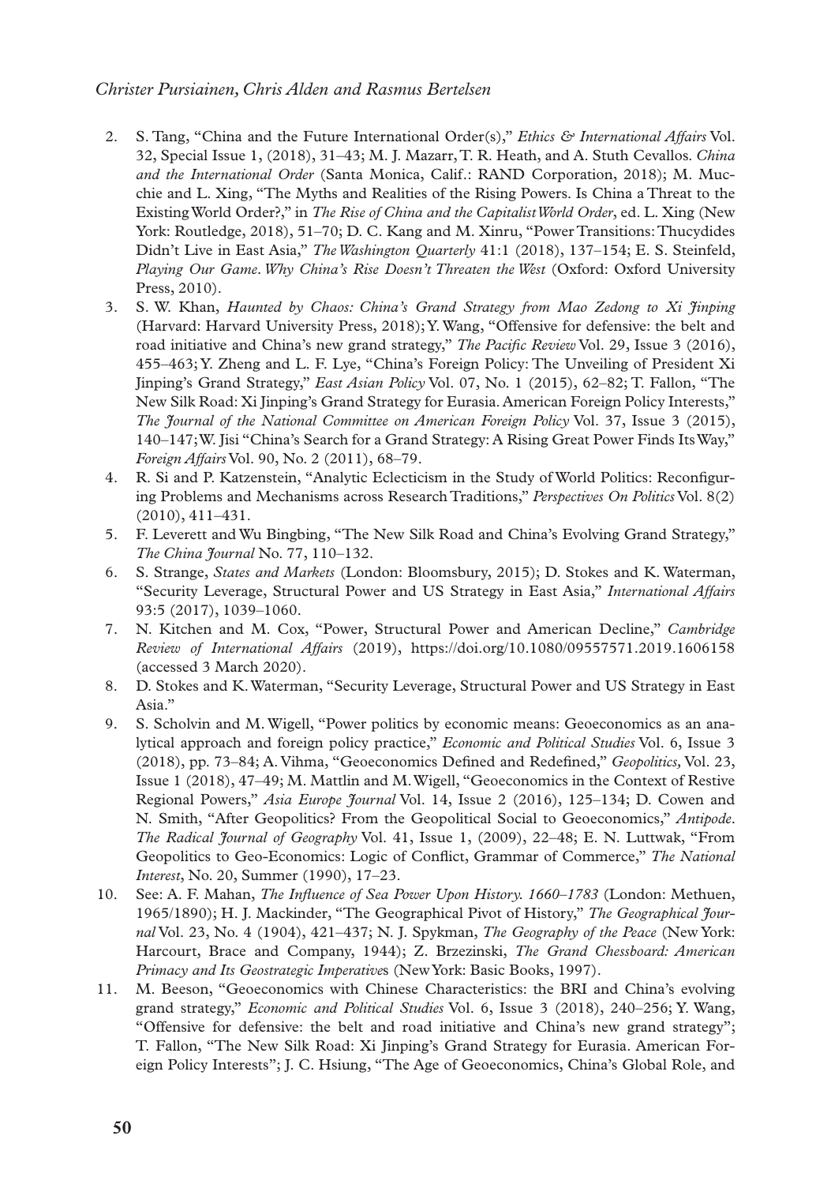2. S. Tang, "China and the Future International Order(s)," *Ethics & International Affairs* Vol. 32, Special Issue 1, (2018), 31–43; M. J. Mazarr, T. R. Heath, and A. Stuth Cevallos. *China and the International Order* (Santa Monica, Calif.: RAND Corporation, 2018); M. Mucchie and L. Xing, "The Myths and Realities of the Rising Powers. Is China a Threat to the Existing World Order?," in *The Rise of China and the Capitalist World Order*, ed. L. Xing (New York: Routledge, 2018), 51–70; D. C. Kang and M. Xinru, "Power Transitions: Thucydides Didn't Live in East Asia," *The Washington Quarterly* 41:1 (2018), 137–154; E. S. Steinfeld, *Playing Our Game. Why China's Rise Doesn't Threaten the West* (Oxford: Oxford University Press, 2010).
3. S. W. Khan, *Haunted by Chaos: China's Grand Strategy from Mao Zedong to Xi Jinping* (Harvard: Harvard University Press, 2018); Y. Wang, "Offensive for defensive: the belt and road initiative and China's new grand strategy," *The Pacific Review* Vol. 29, Issue 3 (2016), 455–463; Y. Zheng and L. F. Lye, "China's Foreign Policy: The Unveiling of President Xi Jinping's Grand Strategy," *East Asian Policy* Vol. 07, No. 1 (2015), 62–82; T. Fallon, "The New Silk Road: Xi Jinping's Grand Strategy for Eurasia. American Foreign Policy Interests," *The Journal of the National Committee on American Foreign Policy* Vol. 37, Issue 3 (2015), 140–147; W. Jisi "China's Search for a Grand Strategy: A Rising Great Power Finds Its Way," *Foreign Affairs* Vol. 90, No. 2 (2011), 68–79.
4. R. Si and P. Katzenstein, "Analytic Eclecticism in the Study of World Politics: Reconfiguring Problems and Mechanisms across Research Traditions," *Perspectives On Politics* Vol. 8(2) (2010), 411–431.
5. F. Leverett and Wu Bingbing, "The New Silk Road and China's Evolving Grand Strategy," *The China Journal* No. 77, 110–132.
6. S. Strange, *States and Markets* (London: Bloomsbury, 2015); D. Stokes and K. Waterman, "Security Leverage, Structural Power and US Strategy in East Asia," *International Affairs* 93:5 (2017), 1039–1060.
7. N. Kitchen and M. Cox, "Power, Structural Power and American Decline," *Cambridge Review of International Affairs* (2019), https://doi.org/10.1080/09557571.2019.1606158 (accessed 3 March 2020).
8. D. Stokes and K. Waterman, "Security Leverage, Structural Power and US Strategy in East Asia."
9. S. Scholvin and M. Wigell, "Power politics by economic means: Geoeconomics as an analytical approach and foreign policy practice," *Economic and Political Studies* Vol. 6, Issue 3 (2018), pp. 73–84; A. Vihma, "Geoeconomics Defined and Redefined," *Geopolitics,* Vol. 23, Issue 1 (2018), 47–49; M. Mattlin and M. Wigell, "Geoeconomics in the Context of Restive Regional Powers," *Asia Europe Journal* Vol. 14, Issue 2 (2016), 125–134; D. Cowen and N. Smith, "After Geopolitics? From the Geopolitical Social to Geoeconomics," *Antipode. The Radical Journal of Geography* Vol. 41, Issue 1, (2009), 22–48; E. N. Luttwak, "From Geopolitics to Geo-Economics: Logic of Conflict, Grammar of Commerce," *The National Interest*, No. 20, Summer (1990), 17–23.
10. See: A. F. Mahan, *The Influence of Sea Power Upon History. 1660–1783* (London: Methuen, 1965/1890); H. J. Mackinder, "The Geographical Pivot of History," *The Geographical Journal* Vol. 23, No. 4 (1904), 421–437; N. J. Spykman, *The Geography of the Peace* (New York: Harcourt, Brace and Company, 1944); Z. Brzezinski, *The Grand Chessboard: American Primacy and Its Geostrategic Imperatives* (New York: Basic Books, 1997).
11. M. Beeson, "Geoeconomics with Chinese Characteristics: the BRI and China's evolving grand strategy," *Economic and Political Studies* Vol. 6, Issue 3 (2018), 240–256; Y. Wang, "Offensive for defensive: the belt and road initiative and China's new grand strategy"; T. Fallon, "The New Silk Road: Xi Jinping's Grand Strategy for Eurasia. American Foreign Policy Interests"; J. C. Hsiung, "The Age of Geoeconomics, China's Global Role, and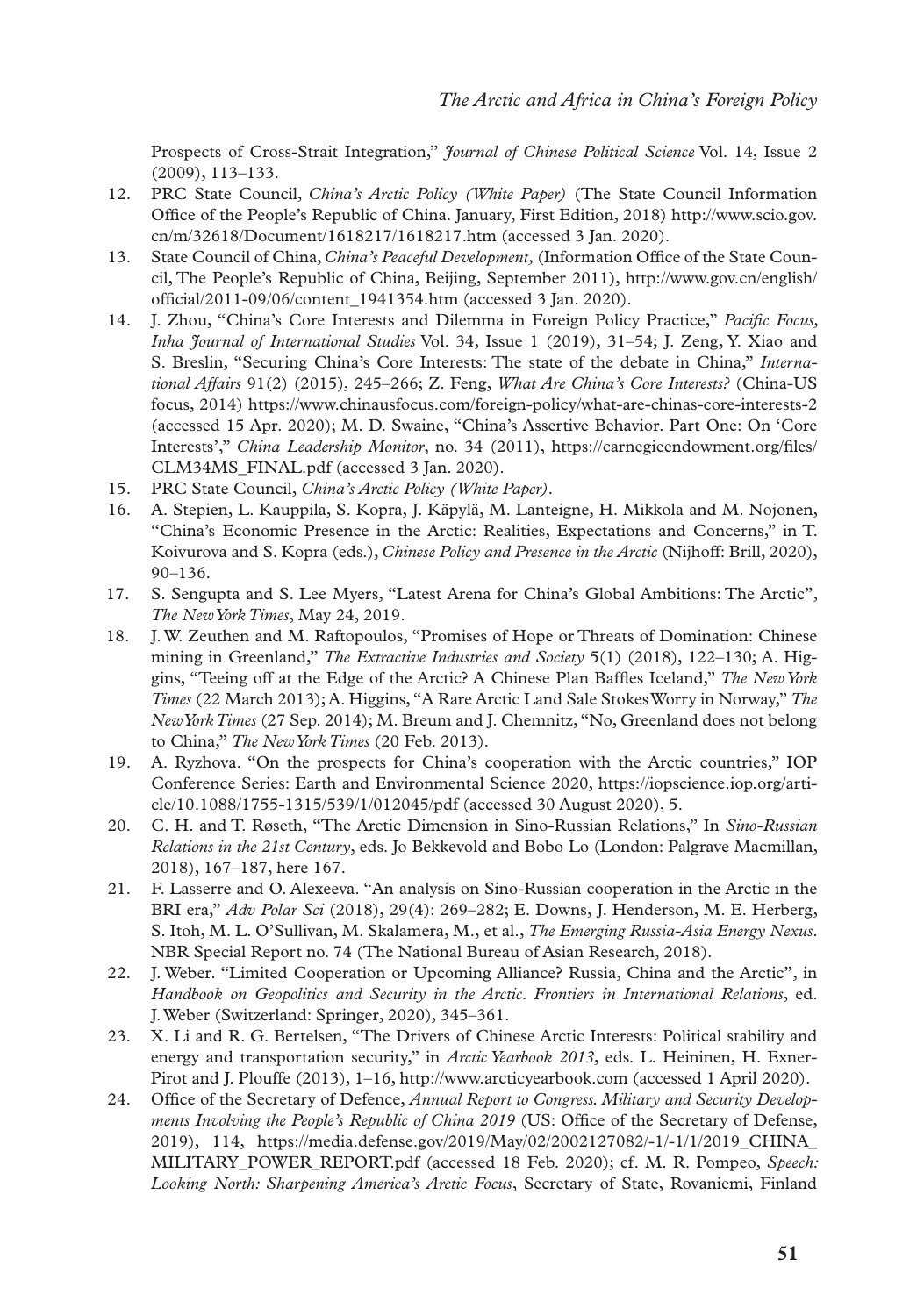Prospects of Cross-Strait Integration," *Journal of Chinese Political Science* Vol. 14, Issue 2 (2009), 113–133.

12. PRC State Council, *China's Arctic Policy (White Paper)* (The State Council Information Office of the People's Republic of China. January, First Edition, 2018) http://www.scio.gov.cn/m/32618/Document/1618217/1618217.htm (accessed 3 Jan. 2020).
13. State Council of China, *China's Peaceful Development,* (Information Office of the State Council, The People's Republic of China, Beijing, September 2011), http://www.gov.cn/english/official/2011-09/06/content_1941354.htm (accessed 3 Jan. 2020).
14. J. Zhou, "China's Core Interests and Dilemma in Foreign Policy Practice," *Pacific Focus, Inha Journal of International Studies* Vol. 34, Issue 1 (2019), 31–54; J. Zeng, Y. Xiao and S. Breslin, "Securing China's Core Interests: The state of the debate in China," *International Affairs* 91(2) (2015), 245–266; Z. Feng, *What Are China's Core Interests?* (China-US focus, 2014) https://www.chinausfocus.com/foreign-policy/what-are-chinas-core-interests-2 (accessed 15 Apr. 2020); M. D. Swaine, "China's Assertive Behavior. Part One: On 'Core Interests'," *China Leadership Monitor*, no. 34 (2011), https://carnegieendowment.org/files/CLM34MS_FINAL.pdf (accessed 3 Jan. 2020).
15. PRC State Council, *China's Arctic Policy (White Paper)*.
16. A. Stepien, L. Kauppila, S. Kopra, J. Käpylä, M. Lanteigne, H. Mikkola and M. Nojonen, "China's Economic Presence in the Arctic: Realities, Expectations and Concerns," in T. Koivurova and S. Kopra (eds.), *Chinese Policy and Presence in the Arctic* (Nijhoff: Brill, 2020), 90–136.
17. S. Sengupta and S. Lee Myers, "Latest Arena for China's Global Ambitions: The Arctic", *The New York Times*, May 24, 2019.
18. J. W. Zeuthen and M. Raftopoulos, "Promises of Hope or Threats of Domination: Chinese mining in Greenland," *The Extractive Industries and Society* 5(1) (2018), 122–130; A. Higgins, "Teeing off at the Edge of the Arctic? A Chinese Plan Baffles Iceland," *The New York Times* (22 March 2013); A. Higgins, "A Rare Arctic Land Sale Stokes Worry in Norway," *The New York Times* (27 Sep. 2014); M. Breum and J. Chemnitz, "No, Greenland does not belong to China," *The New York Times* (20 Feb. 2013).
19. A. Ryzhova. "On the prospects for China's cooperation with the Arctic countries," IOP Conference Series: Earth and Environmental Science 2020, https://iopscience.iop.org/article/10.1088/1755-1315/539/1/012045/pdf (accessed 30 August 2020), 5.
20. C. H. and T. Røseth, "The Arctic Dimension in Sino-Russian Relations," In *Sino-Russian Relations in the 21st Century*, eds. Jo Bekkevold and Bobo Lo (London: Palgrave Macmillan, 2018), 167–187, here 167.
21. F. Lasserre and O. Alexeeva. "An analysis on Sino-Russian cooperation in the Arctic in the BRI era," *Adv Polar Sci* (2018), 29(4): 269–282; E. Downs, J. Henderson, M. E. Herberg, S. Itoh, M. L. O'Sullivan, M. Skalamera, M., et al., *The Emerging Russia-Asia Energy Nexus*. NBR Special Report no. 74 (The National Bureau of Asian Research, 2018).
22. J. Weber. "Limited Cooperation or Upcoming Alliance? Russia, China and the Arctic", in *Handbook on Geopolitics and Security in the Arctic. Frontiers in International Relations*, ed. J. Weber (Switzerland: Springer, 2020), 345–361.
23. X. Li and R. G. Bertelsen, "The Drivers of Chinese Arctic Interests: Political stability and energy and transportation security," in *Arctic Yearbook 2013*, eds. L. Heininen, H. Exner-Pirot and J. Plouffe (2013), 1–16, http://www.arcticyearbook.com (accessed 1 April 2020).
24. Office of the Secretary of Defence, *Annual Report to Congress. Military and Security Developments Involving the People's Republic of China 2019* (US: Office of the Secretary of Defense, 2019), 114, https://media.defense.gov/2019/May/02/2002127082/-1/-1/1/2019_CHINA_MILITARY_POWER_REPORT.pdf (accessed 18 Feb. 2020); cf. M. R. Pompeo, *Speech: Looking North: Sharpening America's Arctic Focus*, Secretary of State, Rovaniemi, Finland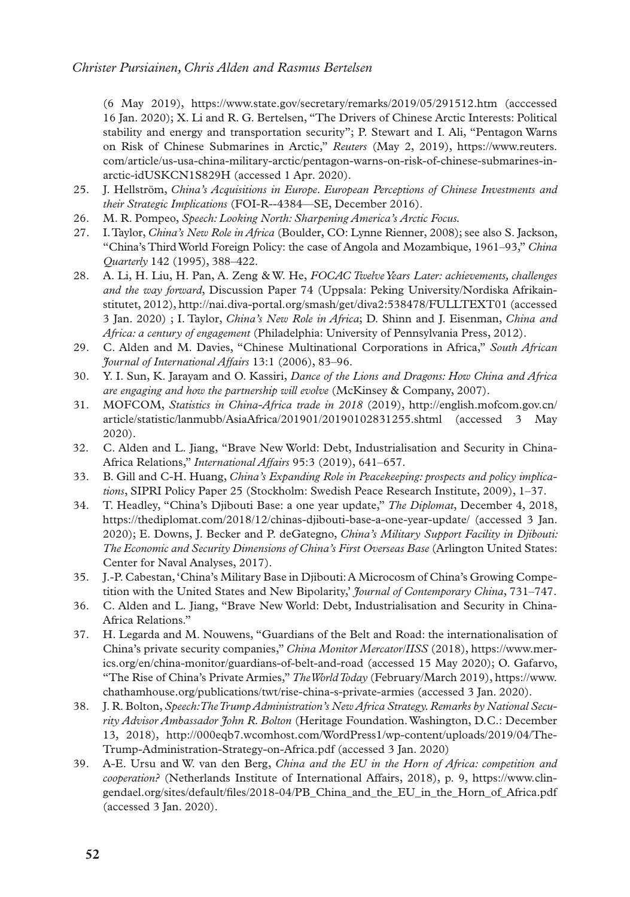(6 May 2019), https://www.state.gov/secretary/remarks/2019/05/291512.htm (acccessed 16 Jan. 2020); X. Li and R. G. Bertelsen, "The Drivers of Chinese Arctic Interests: Political stability and energy and transportation security"; P. Stewart and I. Ali, "Pentagon Warns on Risk of Chinese Submarines in Arctic," *Reuters* (May 2, 2019), https://www.reuters.com/article/us-usa-china-military-arctic/pentagon-warns-on-risk-of-chinese-submarines-in-arctic-idUSKCN1S829H (accessed 1 Apr. 2020).

25. J. Hellström, *China's Acquisitions in Europe. European Perceptions of Chinese Investments and their Strategic Implications* (FOI-R--4384—SE, December 2016).
26. M. R. Pompeo, *Speech: Looking North: Sharpening America's Arctic Focus.*
27. I. Taylor, *China's New Role in Africa* (Boulder, CO: Lynne Rienner, 2008); see also S. Jackson, "China's Third World Foreign Policy: the case of Angola and Mozambique, 1961–93," *China Quarterly* 142 (1995), 388–422.
28. A. Li, H. Liu, H. Pan, A. Zeng & W. He, *FOCAC Twelve Years Later: achievements, challenges and the way forward*, Discussion Paper 74 (Uppsala: Peking University/Nordiska Afrikainstitutet, 2012), http://nai.diva-portal.org/smash/get/diva2:538478/FULLTEXT01 (accessed 3 Jan. 2020) ; I. Taylor, *China's New Role in Africa*; D. Shinn and J. Eisenman, *China and Africa: a century of engagement* (Philadelphia: University of Pennsylvania Press, 2012).
29. C. Alden and M. Davies, "Chinese Multinational Corporations in Africa," *South African Journal of International Affairs* 13:1 (2006), 83–96.
30. Y. I. Sun, K. Jarayam and O. Kassiri, *Dance of the Lions and Dragons: How China and Africa are engaging and how the partnership will evolve* (McKinsey & Company, 2007).
31. MOFCOM, *Statistics in China-Africa trade in 2018* (2019), http://english.mofcom.gov.cn/article/statistic/lanmubb/AsiaAfrica/201901/20190102831255.shtml (accessed 3 May 2020).
32. C. Alden and L. Jiang, "Brave New World: Debt, Industrialisation and Security in China-Africa Relations," *International Affairs* 95:3 (2019), 641–657.
33. B. Gill and C-H. Huang, *China's Expanding Role in Peacekeeping: prospects and policy implications*, SIPRI Policy Paper 25 (Stockholm: Swedish Peace Research Institute, 2009), 1–37.
34. T. Headley, "China's Djibouti Base: a one year update," *The Diplomat*, December 4, 2018, https://thediplomat.com/2018/12/chinas-djibouti-base-a-one-year-update/ (accessed 3 Jan. 2020); E. Downs, J. Becker and P. deGategno, *China's Military Support Facility in Djibouti: The Economic and Security Dimensions of China's First Overseas Base* (Arlington United States: Center for Naval Analyses, 2017).
35. J.-P. Cabestan, 'China's Military Base in Djibouti: A Microcosm of China's Growing Competition with the United States and New Bipolarity,' *Journal of Contemporary China*, 731–747.
36. C. Alden and L. Jiang, "Brave New World: Debt, Industrialisation and Security in China-Africa Relations."
37. H. Legarda and M. Nouwens, "Guardians of the Belt and Road: the internationalisation of China's private security companies," *China Monitor Mercator/IISS* (2018), https://www.merics.org/en/china-monitor/guardians-of-belt-and-road (accessed 15 May 2020); O. Gafarvo, "The Rise of China's Private Armies," *The World Today* (February/March 2019), https://www.chathamhouse.org/publications/twt/rise-china-s-private-armies (accessed 3 Jan. 2020).
38. J. R. Bolton, *Speech: The Trump Administration's New Africa Strategy. Remarks by National Security Advisor Ambassador John R. Bolton* (Heritage Foundation. Washington, D.C.: December 13, 2018), http://000eqb7.wcomhost.com/WordPress1/wp-content/uploads/2019/04/The-Trump-Administration-Strategy-on-Africa.pdf (accessed 3 Jan. 2020)
39. A-E. Ursu and W. van den Berg, *China and the EU in the Horn of Africa: competition and cooperation?* (Netherlands Institute of International Affairs, 2018), p. 9, https://www.clingendael.org/sites/default/files/2018-04/PB_China_and_the_EU_in_the_Horn_of_Africa.pdf (accessed 3 Jan. 2020).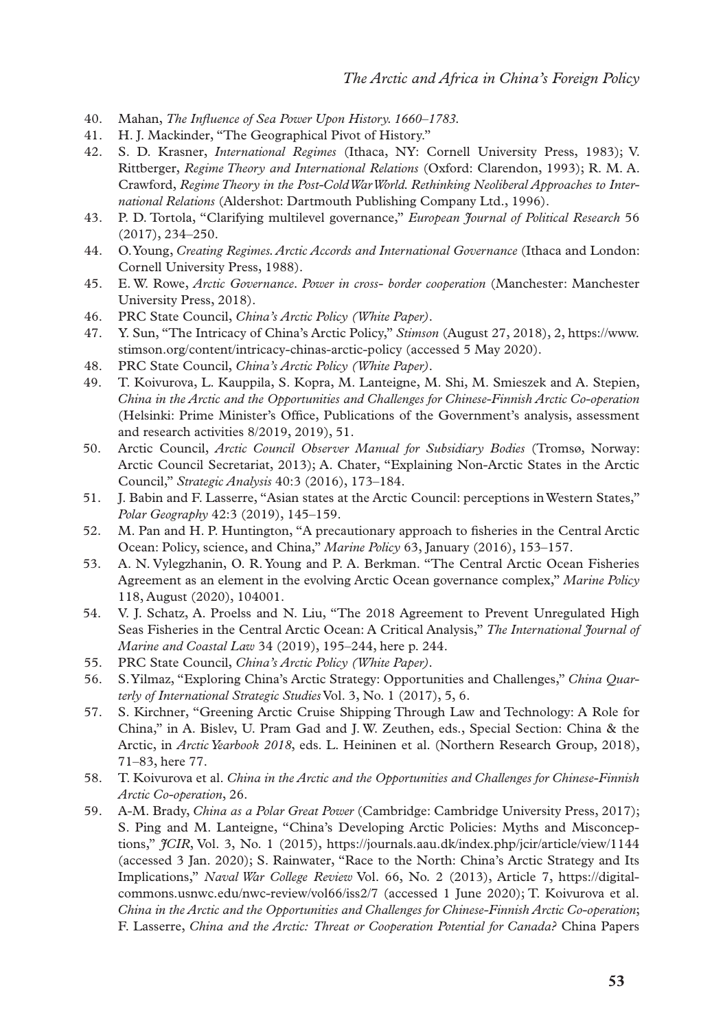40. Mahan, *The Influence of Sea Power Upon History. 1660–1783*.
41. H. J. Mackinder, "The Geographical Pivot of History."
42. S. D. Krasner, *International Regimes* (Ithaca, NY: Cornell University Press, 1983); V. Rittberger, *Regime Theory and International Relations* (Oxford: Clarendon, 1993); R. M. A. Crawford, *Regime Theory in the Post-Cold War World. Rethinking Neoliberal Approaches to International Relations* (Aldershot: Dartmouth Publishing Company Ltd., 1996).
43. P. D. Tortola, "Clarifying multilevel governance," *European Journal of Political Research* 56 (2017), 234–250.
44. O. Young, *Creating Regimes. Arctic Accords and International Governance* (Ithaca and London: Cornell University Press, 1988).
45. E. W. Rowe, *Arctic Governance. Power in cross- border cooperation* (Manchester: Manchester University Press, 2018).
46. PRC State Council, *China's Arctic Policy (White Paper)*.
47. Y. Sun, "The Intricacy of China's Arctic Policy," *Stimson* (August 27, 2018), 2, https://www.stimson.org/content/intricacy-chinas-arctic-policy (accessed 5 May 2020).
48. PRC State Council, *China's Arctic Policy (White Paper)*.
49. T. Koivurova, L. Kauppila, S. Kopra, M. Lanteigne, M. Shi, M. Smieszek and A. Stepien, *China in the Arctic and the Opportunities and Challenges for Chinese-Finnish Arctic Co-operation* (Helsinki: Prime Minister's Office, Publications of the Government's analysis, assessment and research activities 8/2019, 2019), 51.
50. Arctic Council, *Arctic Council Observer Manual for Subsidiary Bodies* (Tromsø, Norway: Arctic Council Secretariat, 2013); A. Chater, "Explaining Non-Arctic States in the Arctic Council," *Strategic Analysis* 40:3 (2016), 173–184.
51. J. Babin and F. Lasserre, "Asian states at the Arctic Council: perceptions in Western States," *Polar Geography* 42:3 (2019), 145–159.
52. M. Pan and H. P. Huntington, "A precautionary approach to fisheries in the Central Arctic Ocean: Policy, science, and China," *Marine Policy* 63, January (2016), 153–157.
53. A. N. Vylegzhanin, O. R. Young and P. A. Berkman. "The Central Arctic Ocean Fisheries Agreement as an element in the evolving Arctic Ocean governance complex," *Marine Policy* 118, August (2020), 104001.
54. V. J. Schatz, A. Proelss and N. Liu, "The 2018 Agreement to Prevent Unregulated High Seas Fisheries in the Central Arctic Ocean: A Critical Analysis," *The International Journal of Marine and Coastal Law* 34 (2019), 195–244, here p. 244.
55. PRC State Council, *China's Arctic Policy (White Paper)*.
56. S. Yilmaz, "Exploring China's Arctic Strategy: Opportunities and Challenges," *China Quarterly of International Strategic Studies* Vol. 3, No. 1 (2017), 5, 6.
57. S. Kirchner, "Greening Arctic Cruise Shipping Through Law and Technology: A Role for China," in A. Bislev, U. Pram Gad and J. W. Zeuthen, eds., Special Section: China & the Arctic, in *Arctic Yearbook 2018*, eds. L. Heininen et al. (Northern Research Group, 2018), 71–83, here 77.
58. T. Koivurova et al. *China in the Arctic and the Opportunities and Challenges for Chinese-Finnish Arctic Co-operation*, 26.
59. A-M. Brady, *China as a Polar Great Power* (Cambridge: Cambridge University Press, 2017); S. Ping and M. Lanteigne, "China's Developing Arctic Policies: Myths and Misconceptions," *JCIR*, Vol. 3, No. 1 (2015), https://journals.aau.dk/index.php/jcir/article/view/1144 (accessed 3 Jan. 2020); S. Rainwater, "Race to the North: China's Arctic Strategy and Its Implications," *Naval War College Review* Vol. 66, No. 2 (2013), Article 7, https://digital-commons.usnwc.edu/nwc-review/vol66/iss2/7 (accessed 1 June 2020); T. Koivurova et al. *China in the Arctic and the Opportunities and Challenges for Chinese-Finnish Arctic Co-operation*; F. Lasserre, *China and the Arctic: Threat or Cooperation Potential for Canada?* China Papers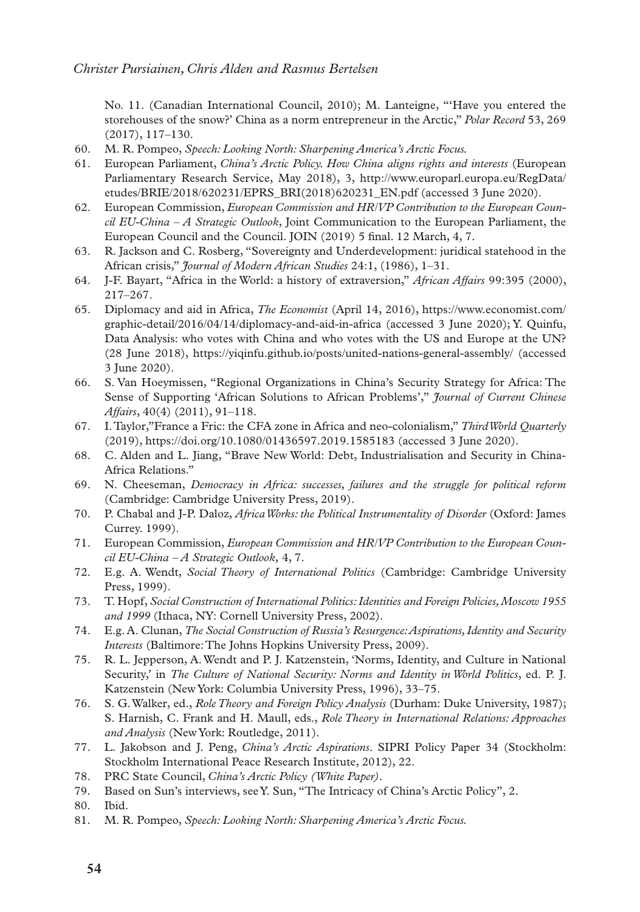No. 11. (Canadian International Council, 2010); M. Lanteigne, "'Have you entered the storehouses of the snow?' China as a norm entrepreneur in the Arctic," *Polar Record* 53, 269 (2017), 117–130.

60. M. R. Pompeo, *Speech: Looking North: Sharpening America's Arctic Focus.*
61. European Parliament, *China's Arctic Policy. How China aligns rights and interests* (European Parliamentary Research Service, May 2018), 3, http://www.europarl.europa.eu/RegData/etudes/BRIE/2018/620231/EPRS_BRI(2018)620231_EN.pdf (accessed 3 June 2020).
62. European Commission, *European Commission and HR/VP Contribution to the European Council EU-China – A Strategic Outlook*, Joint Communication to the European Parliament, the European Council and the Council. JOIN (2019) 5 final. 12 March, 4, 7.
63. R. Jackson and C. Rosberg, "Sovereignty and Underdevelopment: juridical statehood in the African crisis," *Journal of Modern African Studies* 24:1, (1986), 1–31.
64. J-F. Bayart, "Africa in the World: a history of extraversion," *African Affairs* 99:395 (2000), 217–267.
65. Diplomacy and aid in Africa, *The Economist* (April 14, 2016), https://www.economist.com/graphic-detail/2016/04/14/diplomacy-and-aid-in-africa (accessed 3 June 2020); Y. Quinfu, Data Analysis: who votes with China and who votes with the US and Europe at the UN? (28 June 2018), https://yiqinfu.github.io/posts/united-nations-general-assembly/ (accessed 3 June 2020).
66. S. Van Hoeymissen, "Regional Organizations in China's Security Strategy for Africa: The Sense of Supporting 'African Solutions to African Problems'," *Journal of Current Chinese Affairs*, 40(4) (2011), 91–118.
67. I. Taylor,"France a Fric: the CFA zone in Africa and neo-colonialism," *Third World Quarterly* (2019), https://doi.org/10.1080/01436597.2019.1585183 (accessed 3 June 2020).
68. C. Alden and L. Jiang, "Brave New World: Debt, Industrialisation and Security in China-Africa Relations."
69. N. Cheeseman, *Democracy in Africa: successes, failures and the struggle for political reform* (Cambridge: Cambridge University Press, 2019).
70. P. Chabal and J-P. Daloz, *Africa Works: the Political Instrumentality of Disorder* (Oxford: James Currey. 1999).
71. European Commission, *European Commission and HR/VP Contribution to the European Council EU-China – A Strategic Outlook*, 4, 7.
72. E.g. A. Wendt, *Social Theory of International Politics* (Cambridge: Cambridge University Press, 1999).
73. T. Hopf, *Social Construction of International Politics: Identities and Foreign Policies, Moscow 1955 and 1999* (Ithaca, NY: Cornell University Press, 2002).
74. E.g. A. Clunan, *The Social Construction of Russia's Resurgence: Aspirations, Identity and Security Interests* (Baltimore: The Johns Hopkins University Press, 2009).
75. R. L. Jepperson, A. Wendt and P. J. Katzenstein, 'Norms, Identity, and Culture in National Security,' in *The Culture of National Security: Norms and Identity in World Politics*, ed. P. J. Katzenstein (New York: Columbia University Press, 1996), 33–75.
76. S. G. Walker, ed., *Role Theory and Foreign Policy Analysis* (Durham: Duke University, 1987); S. Harnish, C. Frank and H. Maull, eds., *Role Theory in International Relations: Approaches and Analysis* (New York: Routledge, 2011).
77. L. Jakobson and J. Peng, *China's Arctic Aspirations*. SIPRI Policy Paper 34 (Stockholm: Stockholm International Peace Research Institute, 2012), 22.
78. PRC State Council, *China's Arctic Policy (White Paper)*.
79. Based on Sun's interviews, see Y. Sun, "The Intricacy of China's Arctic Policy", 2.
80. Ibid.
81. M. R. Pompeo, *Speech: Looking North: Sharpening America's Arctic Focus.*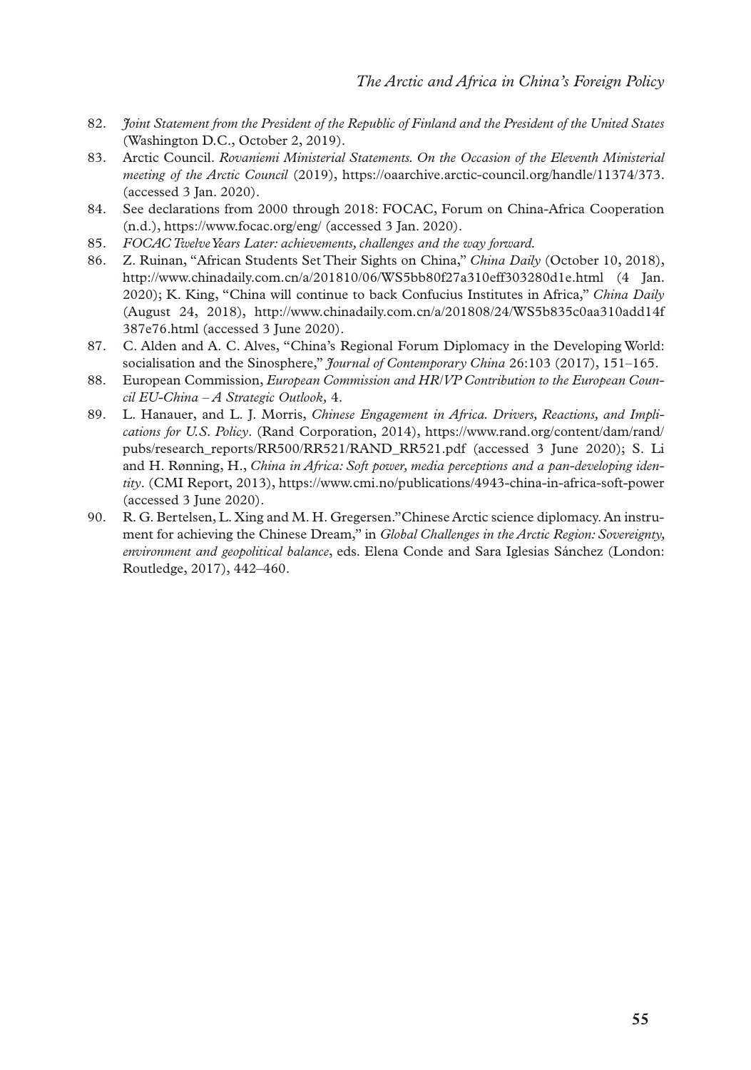82. *Joint Statement from the President of the Republic of Finland and the President of the United States* (Washington D.C., October 2, 2019).
83. Arctic Council. *Rovaniemi Ministerial Statements. On the Occasion of the Eleventh Ministerial meeting of the Arctic Council* (2019), https://oaarchive.arctic-council.org/handle/11374/373. (accessed 3 Jan. 2020).
84. See declarations from 2000 through 2018: FOCAC, Forum on China-Africa Cooperation (n.d.), https://www.focac.org/eng/ (accessed 3 Jan. 2020).
85. *FOCAC Twelve Years Later: achievements, challenges and the way forward.*
86. Z. Ruinan, "African Students Set Their Sights on China," *China Daily* (October 10, 2018), http://www.chinadaily.com.cn/a/201810/06/WS5bb80f27a310eff303280d1e.html (4 Jan. 2020); K. King, "China will continue to back Confucius Institutes in Africa," *China Daily* (August 24, 2018), http://www.chinadaily.com.cn/a/201808/24/WS5b835c0aa310add14f387e76.html (accessed 3 June 2020).
87. C. Alden and A. C. Alves, "China's Regional Forum Diplomacy in the Developing World: socialisation and the Sinosphere," *Journal of Contemporary China* 26:103 (2017), 151–165.
88. European Commission, *European Commission and HR/VP Contribution to the European Council EU-China – A Strategic Outlook,* 4.
89. L. Hanauer, and L. J. Morris, *Chinese Engagement in Africa. Drivers, Reactions, and Implications for U.S. Policy*. (Rand Corporation, 2014), https://www.rand.org/content/dam/rand/pubs/research_reports/RR500/RR521/RAND_RR521.pdf (accessed 3 June 2020); S. Li and H. Rønning, H., *China in Africa: Soft power, media perceptions and a pan-developing identity*. (CMI Report, 2013), https://www.cmi.no/publications/4943-china-in-africa-soft-power (accessed 3 June 2020).
90. R. G. Bertelsen, L. Xing and M. H. Gregersen."Chinese Arctic science diplomacy. An instrument for achieving the Chinese Dream," in *Global Challenges in the Arctic Region: Sovereignty, environment and geopolitical balance*, eds. Elena Conde and Sara Iglesias Sánchez (London: Routledge, 2017), 442–460.